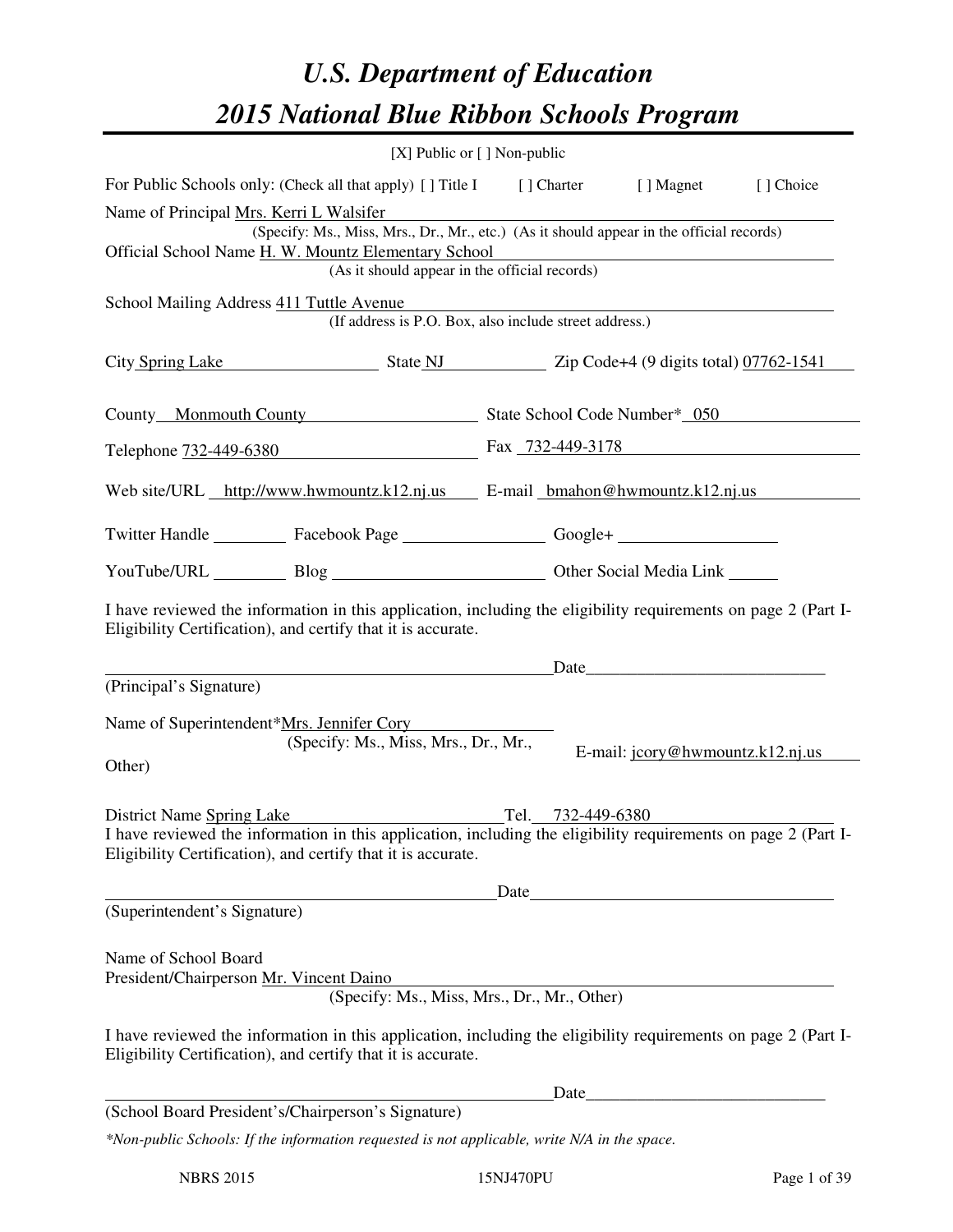# *U.S. Department of Education*
# *2015 National Blue Ribbon Schools Program*

[X] Public or [ ] Non-public

For Public Schools only: (Check all that apply) [ ] Title I [ ] Charter [ ] Magnet [ ] Choice

Name of Principal Mrs. Kerri L Walsifer
(Specify: Ms., Miss, Mrs., Dr., Mr., etc.) (As it should appear in the official records)

Official School Name H. W. Mountz Elementary School
(As it should appear in the official records)

School Mailing Address 411 Tuttle Avenue
(If address is P.O. Box, also include street address.)

City Spring Lake State NJ Zip Code+4 (9 digits total) 07762-1541

County Monmouth County State School Code Number* 050

Telephone 732-449-6380 Fax 732-449-3178

Web site/URL http://www.hwmountz.k12.nj.us E-mail bmahon@hwmountz.k12.nj.us

Twitter Handle ________ Facebook Page ________ Google+ ________

YouTube/URL ________ Blog ________ Other Social Media Link ________

I have reviewed the information in this application, including the eligibility requirements on page 2 (Part I-Eligibility Certification), and certify that it is accurate.

_______________________________ Date_______________
(Principal's Signature)

Name of Superintendent*Mrs. Jennifer Cory
(Specify: Ms., Miss, Mrs., Dr., Mr., Other)

E-mail: jcory@hwmountz.k12.nj.us

District Name Spring Lake Tel. 732-449-6380

I have reviewed the information in this application, including the eligibility requirements on page 2 (Part I-Eligibility Certification), and certify that it is accurate.

_______________________________ Date_______________
(Superintendent's Signature)

Name of School Board
President/Chairperson Mr. Vincent Daino
(Specify: Ms., Miss, Mrs., Dr., Mr., Other)

I have reviewed the information in this application, including the eligibility requirements on page 2 (Part I-Eligibility Certification), and certify that it is accurate.

_______________________________ Date_______________
(School Board President's/Chairperson's Signature)

*\*Non-public Schools: If the information requested is not applicable, write N/A in the space.*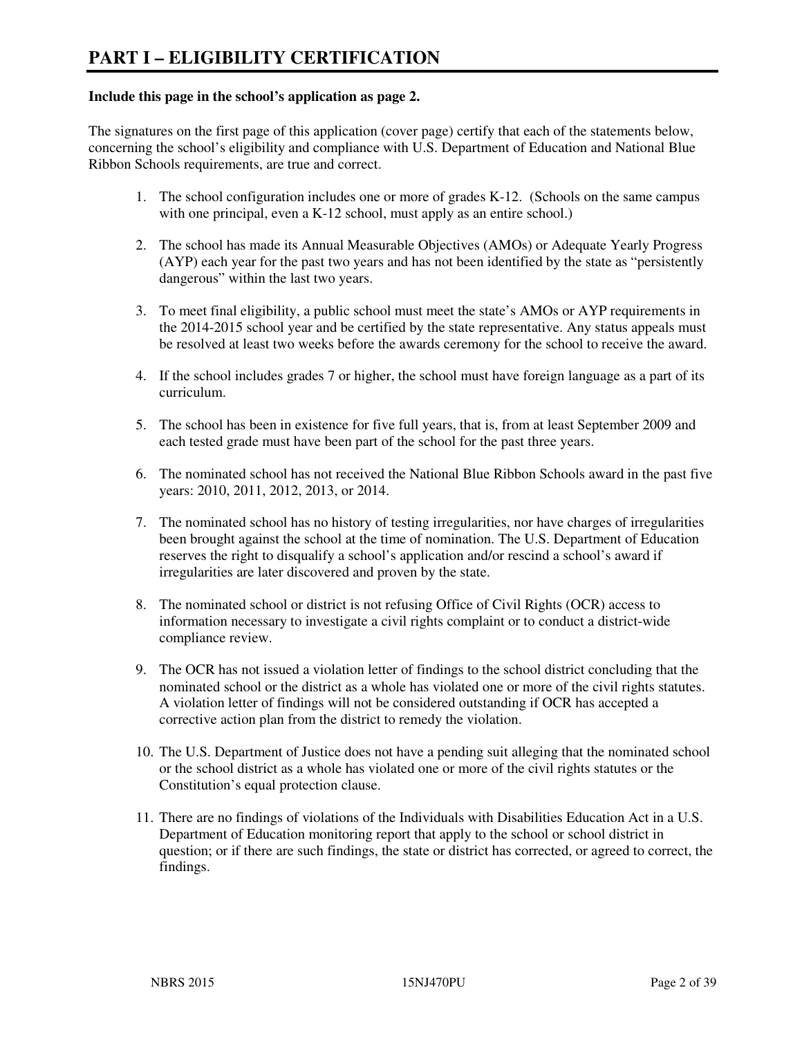# PART I – ELIGIBILITY CERTIFICATION

**Include this page in the school's application as page 2.**

The signatures on the first page of this application (cover page) certify that each of the statements below, concerning the school's eligibility and compliance with U.S. Department of Education and National Blue Ribbon Schools requirements, are true and correct.

1. The school configuration includes one or more of grades K-12. (Schools on the same campus with one principal, even a K-12 school, must apply as an entire school.)

2. The school has made its Annual Measurable Objectives (AMOs) or Adequate Yearly Progress (AYP) each year for the past two years and has not been identified by the state as "persistently dangerous" within the last two years.

3. To meet final eligibility, a public school must meet the state's AMOs or AYP requirements in the 2014-2015 school year and be certified by the state representative. Any status appeals must be resolved at least two weeks before the awards ceremony for the school to receive the award.

4. If the school includes grades 7 or higher, the school must have foreign language as a part of its curriculum.

5. The school has been in existence for five full years, that is, from at least September 2009 and each tested grade must have been part of the school for the past three years.

6. The nominated school has not received the National Blue Ribbon Schools award in the past five years: 2010, 2011, 2012, 2013, or 2014.

7. The nominated school has no history of testing irregularities, nor have charges of irregularities been brought against the school at the time of nomination. The U.S. Department of Education reserves the right to disqualify a school's application and/or rescind a school's award if irregularities are later discovered and proven by the state.

8. The nominated school or district is not refusing Office of Civil Rights (OCR) access to information necessary to investigate a civil rights complaint or to conduct a district-wide compliance review.

9. The OCR has not issued a violation letter of findings to the school district concluding that the nominated school or the district as a whole has violated one or more of the civil rights statutes. A violation letter of findings will not be considered outstanding if OCR has accepted a corrective action plan from the district to remedy the violation.

10. The U.S. Department of Justice does not have a pending suit alleging that the nominated school or the school district as a whole has violated one or more of the civil rights statutes or the Constitution's equal protection clause.

11. There are no findings of violations of the Individuals with Disabilities Education Act in a U.S. Department of Education monitoring report that apply to the school or school district in question; or if there are such findings, the state or district has corrected, or agreed to correct, the findings.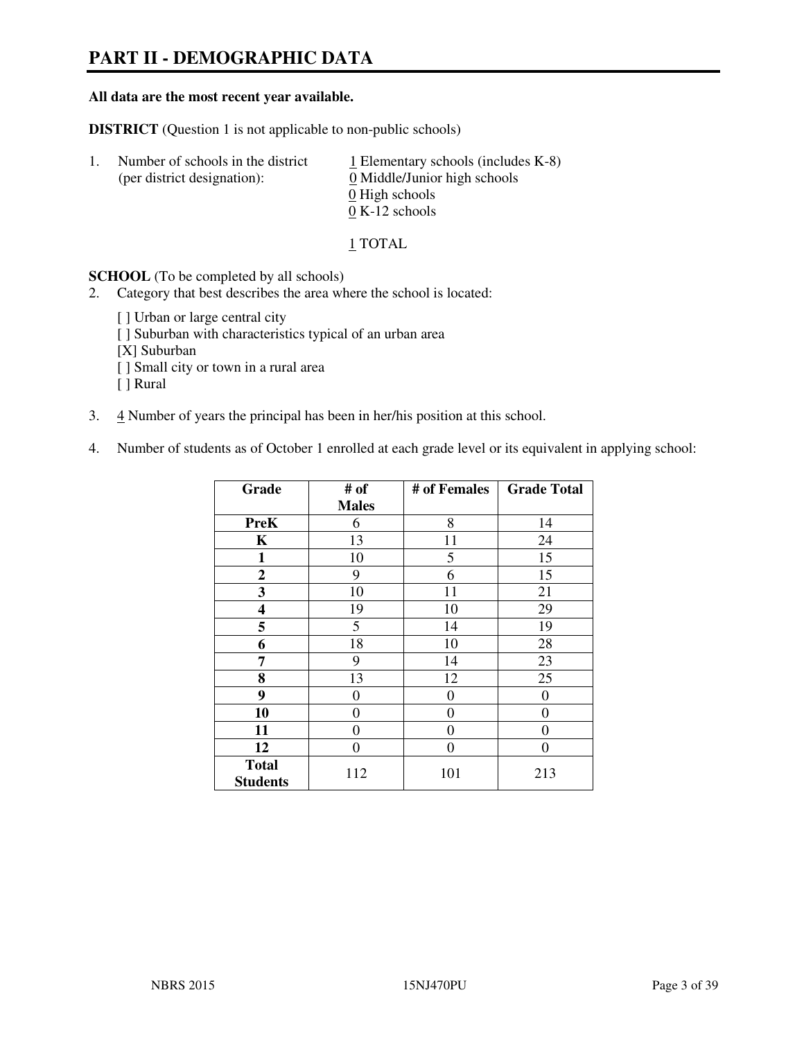# PART II - DEMOGRAPHIC DATA

**All data are the most recent year available.**

**DISTRICT** (Question 1 is not applicable to non-public schools)

1. Number of schools in the district (per district designation):
   1 Elementary schools (includes K-8)
   0 Middle/Junior high schools
   0 High schools
   0 K-12 schools

   1 TOTAL

**SCHOOL** (To be completed by all schools)

2. Category that best describes the area where the school is located:

   [ ] Urban or large central city
   [ ] Suburban with characteristics typical of an urban area
   [X] Suburban
   [ ] Small city or town in a rural area
   [ ] Rural

3. 4 Number of years the principal has been in her/his position at this school.

4. Number of students as of October 1 enrolled at each grade level or its equivalent in applying school:

| Grade | # of Males | # of Females | Grade Total |
|---|---|---|---|
| **PreK** | 6 | 8 | 14 |
| **K** | 13 | 11 | 24 |
| **1** | 10 | 5 | 15 |
| **2** | 9 | 6 | 15 |
| **3** | 10 | 11 | 21 |
| **4** | 19 | 10 | 29 |
| **5** | 5 | 14 | 19 |
| **6** | 18 | 10 | 28 |
| **7** | 9 | 14 | 23 |
| **8** | 13 | 12 | 25 |
| **9** | 0 | 0 | 0 |
| **10** | 0 | 0 | 0 |
| **11** | 0 | 0 | 0 |
| **12** | 0 | 0 | 0 |
| **Total Students** | 112 | 101 | 213 |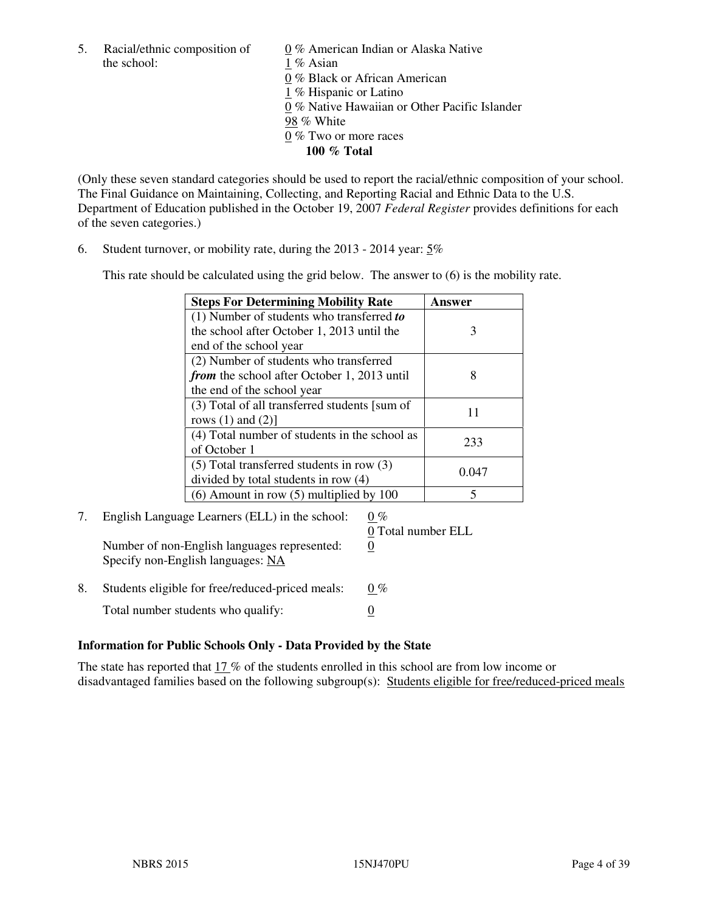5. Racial/ethnic composition of the school:

0 % American Indian or Alaska Native
1 % Asian
0 % Black or African American
1 % Hispanic or Latino
0 % Native Hawaiian or Other Pacific Islander
98 % White
0 % Two or more races
**100 % Total**

(Only these seven standard categories should be used to report the racial/ethnic composition of your school. The Final Guidance on Maintaining, Collecting, and Reporting Racial and Ethnic Data to the U.S. Department of Education published in the October 19, 2007 *Federal Register* provides definitions for each of the seven categories.)

6. Student turnover, or mobility rate, during the 2013 - 2014 year: 5%

This rate should be calculated using the grid below. The answer to (6) is the mobility rate.

| **Steps For Determining Mobility Rate** | **Answer** |
|---|---|
| (1) Number of students who transferred ***to*** the school after October 1, 2013 until the end of the school year | 3 |
| (2) Number of students who transferred ***from*** the school after October 1, 2013 until the end of the school year | 8 |
| (3) Total of all transferred students [sum of rows (1) and (2)] | 11 |
| (4) Total number of students in the school as of October 1 | 233 |
| (5) Total transferred students in row (3) divided by total students in row (4) | 0.047 |
| (6) Amount in row (5) multiplied by 100 | 5 |

7. English Language Learners (ELL) in the school: 0 %
0 Total number ELL
Number of non-English languages represented: 0
Specify non-English languages: NA

8. Students eligible for free/reduced-priced meals: 0 %
Total number students who qualify: 0

**Information for Public Schools Only - Data Provided by the State**

The state has reported that 17 % of the students enrolled in this school are from low income or disadvantaged families based on the following subgroup(s): Students eligible for free/reduced-priced meals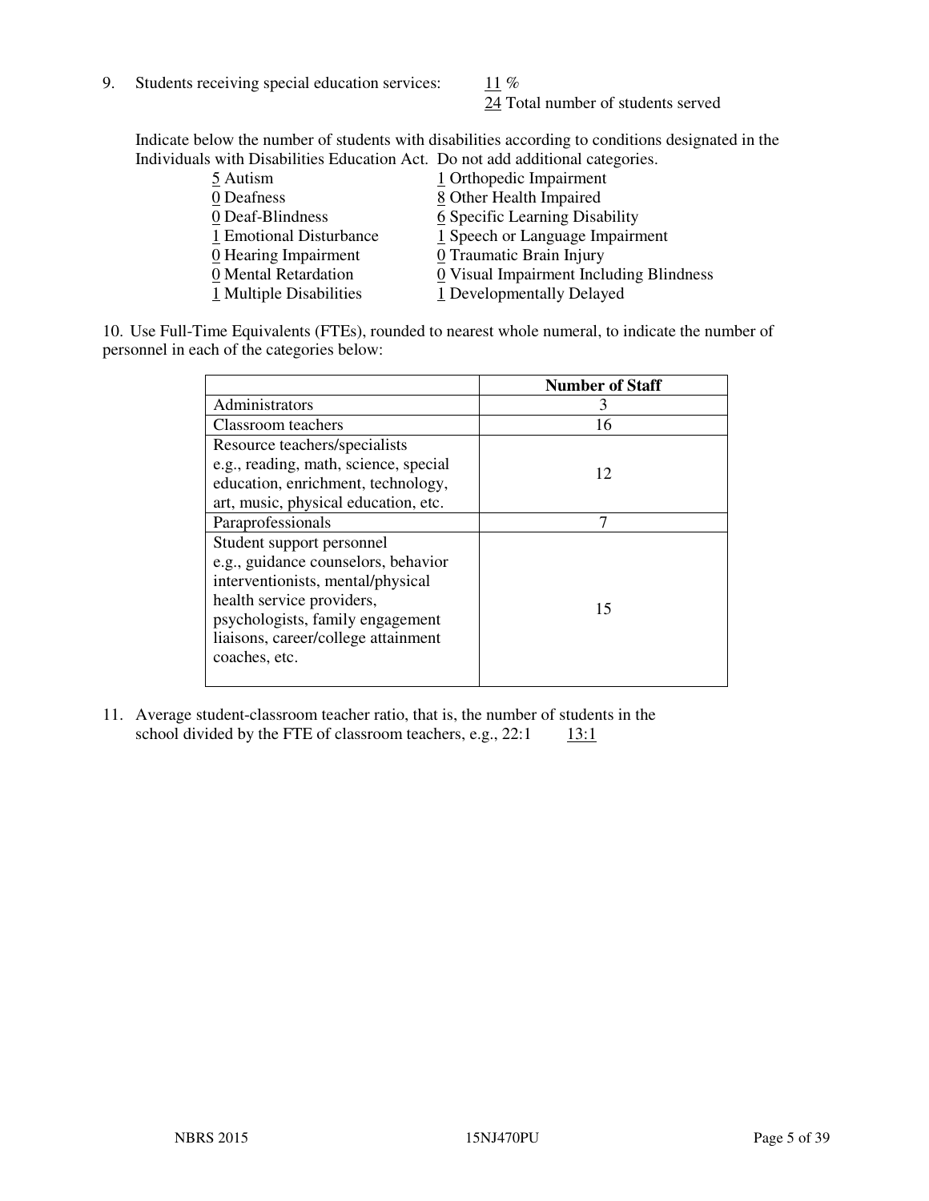9. Students receiving special education services: 11 %

   24 Total number of students served

Indicate below the number of students with disabilities according to conditions designated in the Individuals with Disabilities Education Act. Do not add additional categories.

| | |
|---|---|
| 5 Autism | 1 Orthopedic Impairment |
| 0 Deafness | 8 Other Health Impaired |
| 0 Deaf-Blindness | 6 Specific Learning Disability |
| 1 Emotional Disturbance | 1 Speech or Language Impairment |
| 0 Hearing Impairment | 0 Traumatic Brain Injury |
| 0 Mental Retardation | 0 Visual Impairment Including Blindness |
| 1 Multiple Disabilities | 1 Developmentally Delayed |

10. Use Full-Time Equivalents (FTEs), rounded to nearest whole numeral, to indicate the number of personnel in each of the categories below:

| | **Number of Staff** |
|---|---|
| Administrators | 3 |
| Classroom teachers | 16 |
| Resource teachers/specialists e.g., reading, math, science, special education, enrichment, technology, art, music, physical education, etc. | 12 |
| Paraprofessionals | 7 |
| Student support personnel e.g., guidance counselors, behavior interventionists, mental/physical health service providers, psychologists, family engagement liaisons, career/college attainment coaches, etc. | 15 |

11. Average student-classroom teacher ratio, that is, the number of students in the school divided by the FTE of classroom teachers, e.g., 22:1 13:1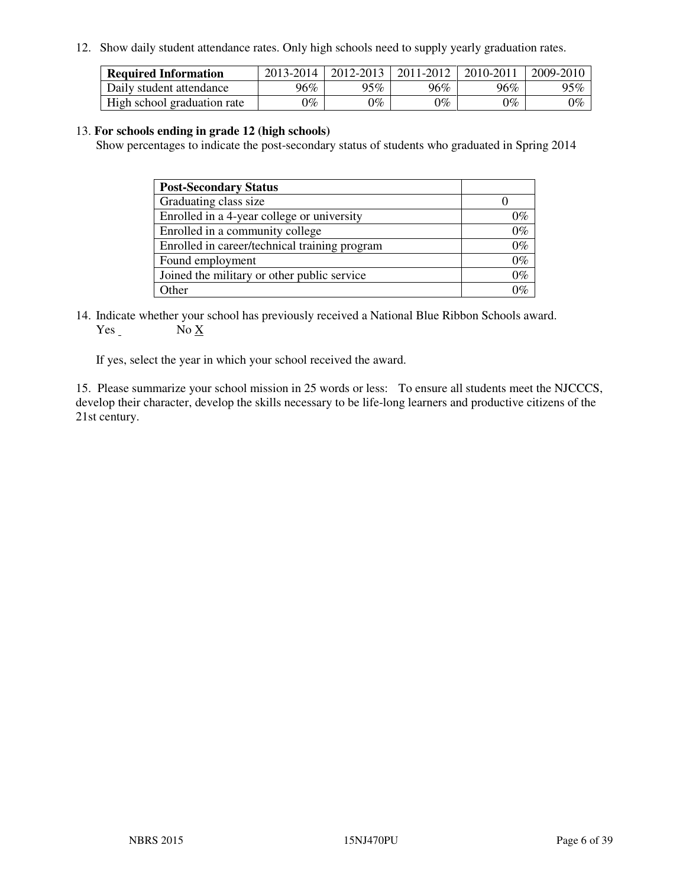12. Show daily student attendance rates. Only high schools need to supply yearly graduation rates.

| **Required Information** | 2013-2014 | 2012-2013 | 2011-2012 | 2010-2011 | 2009-2010 |
|---|---|---|---|---|---|
| Daily student attendance | 96% | 95% | 96% | 96% | 95% |
| High school graduation rate | 0% | 0% | 0% | 0% | 0% |

13. **For schools ending in grade 12 (high schools)**
Show percentages to indicate the post-secondary status of students who graduated in Spring 2014

| **Post-Secondary Status** | |
|---|---|
| Graduating class size | 0 |
| Enrolled in a 4-year college or university | 0% |
| Enrolled in a community college | 0% |
| Enrolled in career/technical training program | 0% |
| Found employment | 0% |
| Joined the military or other public service | 0% |
| Other | 0% |

14. Indicate whether your school has previously received a National Blue Ribbon Schools award.
Yes       No X

If yes, select the year in which your school received the award.

15. Please summarize your school mission in 25 words or less: To ensure all students meet the NJCCCS, develop their character, develop the skills necessary to be life-long learners and productive citizens of the 21st century.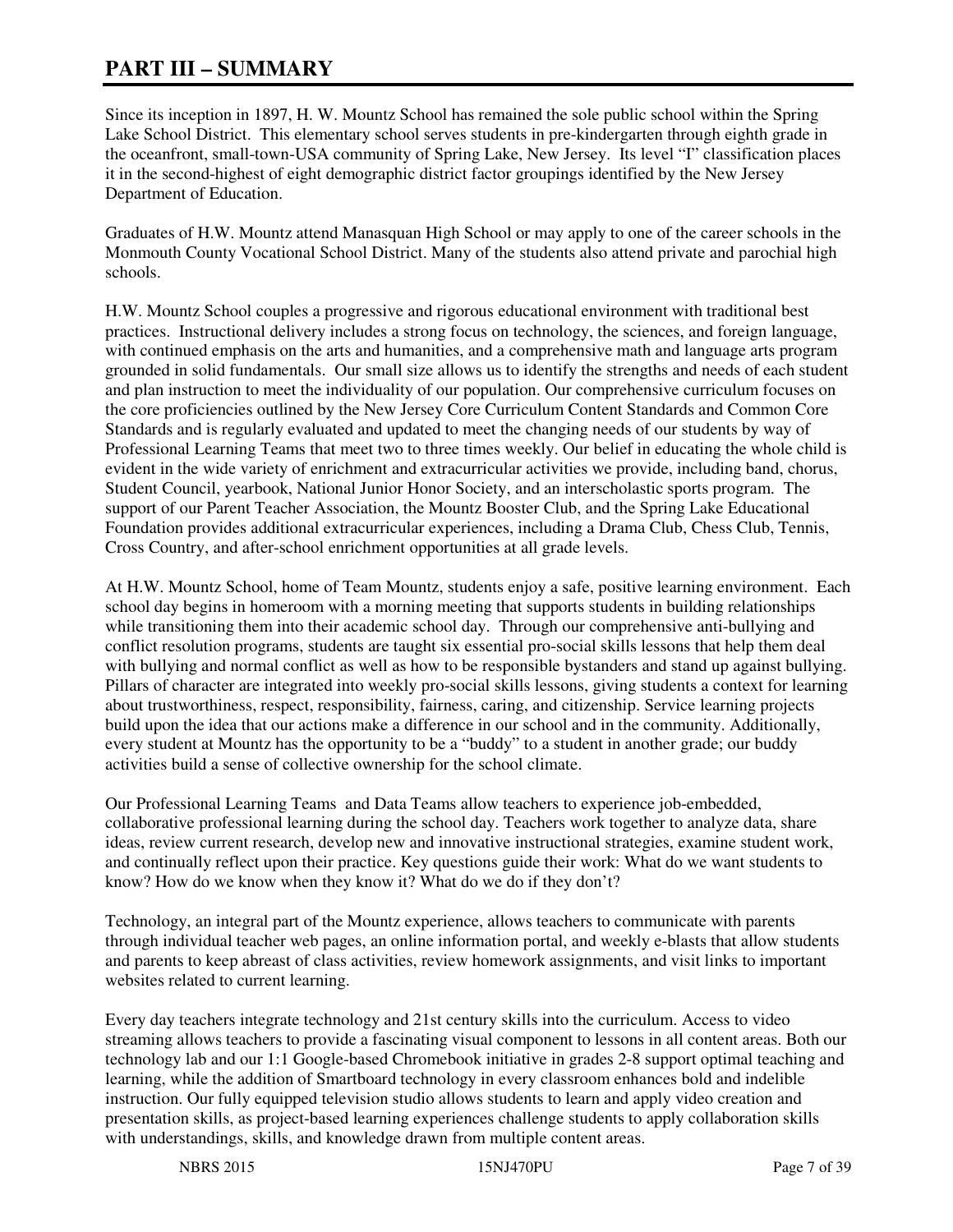# PART III – SUMMARY

Since its inception in 1897, H. W. Mountz School has remained the sole public school within the Spring Lake School District. This elementary school serves students in pre-kindergarten through eighth grade in the oceanfront, small-town-USA community of Spring Lake, New Jersey. Its level "I" classification places it in the second-highest of eight demographic district factor groupings identified by the New Jersey Department of Education.

Graduates of H.W. Mountz attend Manasquan High School or may apply to one of the career schools in the Monmouth County Vocational School District. Many of the students also attend private and parochial high schools.

H.W. Mountz School couples a progressive and rigorous educational environment with traditional best practices. Instructional delivery includes a strong focus on technology, the sciences, and foreign language, with continued emphasis on the arts and humanities, and a comprehensive math and language arts program grounded in solid fundamentals. Our small size allows us to identify the strengths and needs of each student and plan instruction to meet the individuality of our population. Our comprehensive curriculum focuses on the core proficiencies outlined by the New Jersey Core Curriculum Content Standards and Common Core Standards and is regularly evaluated and updated to meet the changing needs of our students by way of Professional Learning Teams that meet two to three times weekly. Our belief in educating the whole child is evident in the wide variety of enrichment and extracurricular activities we provide, including band, chorus, Student Council, yearbook, National Junior Honor Society, and an interscholastic sports program. The support of our Parent Teacher Association, the Mountz Booster Club, and the Spring Lake Educational Foundation provides additional extracurricular experiences, including a Drama Club, Chess Club, Tennis, Cross Country, and after-school enrichment opportunities at all grade levels.

At H.W. Mountz School, home of Team Mountz, students enjoy a safe, positive learning environment. Each school day begins in homeroom with a morning meeting that supports students in building relationships while transitioning them into their academic school day. Through our comprehensive anti-bullying and conflict resolution programs, students are taught six essential pro-social skills lessons that help them deal with bullying and normal conflict as well as how to be responsible bystanders and stand up against bullying. Pillars of character are integrated into weekly pro-social skills lessons, giving students a context for learning about trustworthiness, respect, responsibility, fairness, caring, and citizenship. Service learning projects build upon the idea that our actions make a difference in our school and in the community. Additionally, every student at Mountz has the opportunity to be a "buddy" to a student in another grade; our buddy activities build a sense of collective ownership for the school climate.

Our Professional Learning Teams and Data Teams allow teachers to experience job-embedded, collaborative professional learning during the school day. Teachers work together to analyze data, share ideas, review current research, develop new and innovative instructional strategies, examine student work, and continually reflect upon their practice. Key questions guide their work: What do we want students to know? How do we know when they know it? What do we do if they don't?

Technology, an integral part of the Mountz experience, allows teachers to communicate with parents through individual teacher web pages, an online information portal, and weekly e-blasts that allow students and parents to keep abreast of class activities, review homework assignments, and visit links to important websites related to current learning.

Every day teachers integrate technology and 21st century skills into the curriculum. Access to video streaming allows teachers to provide a fascinating visual component to lessons in all content areas. Both our technology lab and our 1:1 Google-based Chromebook initiative in grades 2-8 support optimal teaching and learning, while the addition of Smartboard technology in every classroom enhances bold and indelible instruction. Our fully equipped television studio allows students to learn and apply video creation and presentation skills, as project-based learning experiences challenge students to apply collaboration skills with understandings, skills, and knowledge drawn from multiple content areas.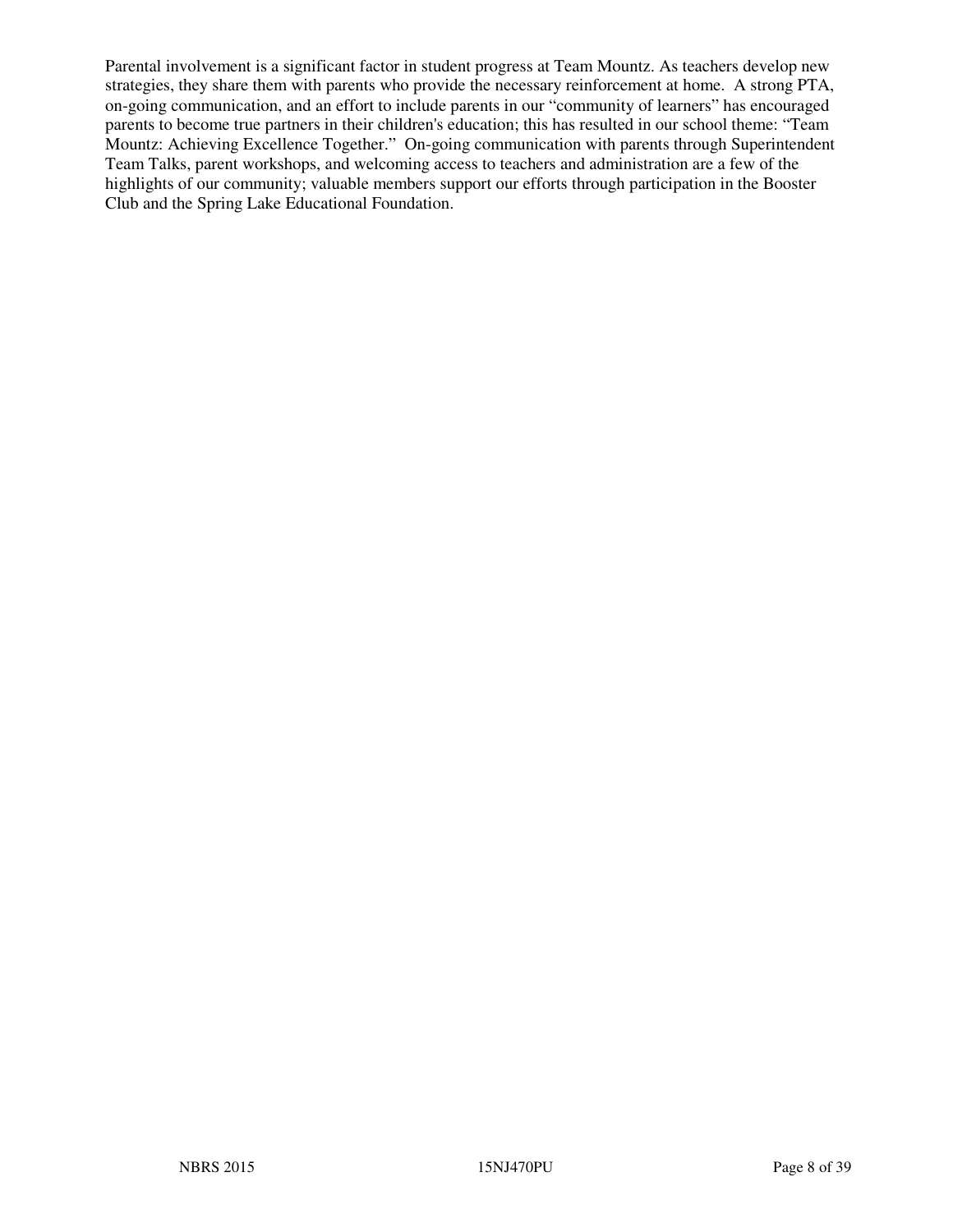Parental involvement is a significant factor in student progress at Team Mountz. As teachers develop new strategies, they share them with parents who provide the necessary reinforcement at home. A strong PTA, on-going communication, and an effort to include parents in our "community of learners" has encouraged parents to become true partners in their children's education; this has resulted in our school theme: "Team Mountz: Achieving Excellence Together." On-going communication with parents through Superintendent Team Talks, parent workshops, and welcoming access to teachers and administration are a few of the highlights of our community; valuable members support our efforts through participation in the Booster Club and the Spring Lake Educational Foundation.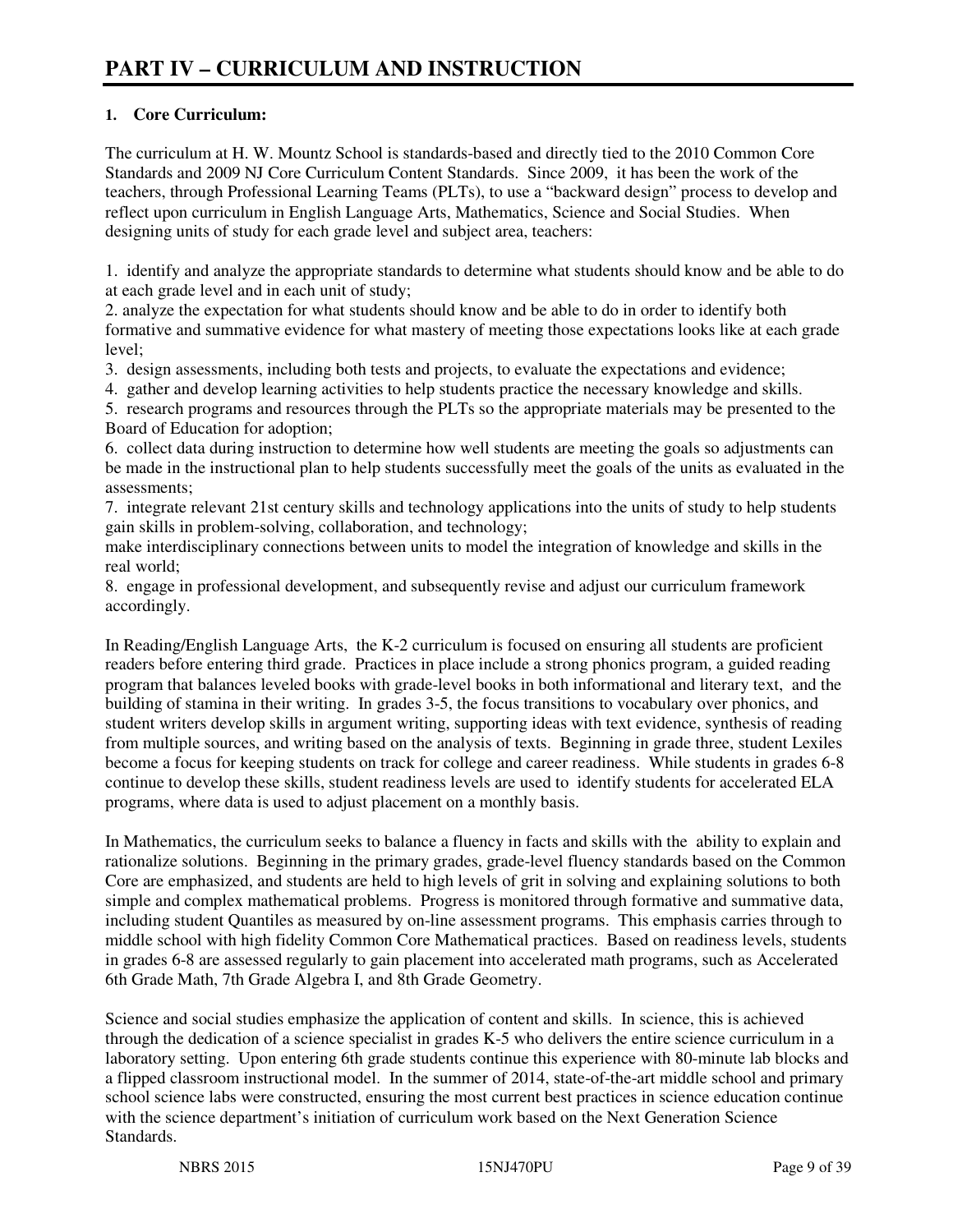# PART IV – CURRICULUM AND INSTRUCTION

**1. Core Curriculum:**

The curriculum at H. W. Mountz School is standards-based and directly tied to the 2010 Common Core Standards and 2009 NJ Core Curriculum Content Standards. Since 2009, it has been the work of the teachers, through Professional Learning Teams (PLTs), to use a "backward design" process to develop and reflect upon curriculum in English Language Arts, Mathematics, Science and Social Studies. When designing units of study for each grade level and subject area, teachers:

1. identify and analyze the appropriate standards to determine what students should know and be able to do at each grade level and in each unit of study;
2. analyze the expectation for what students should know and be able to do in order to identify both formative and summative evidence for what mastery of meeting those expectations looks like at each grade level;
3. design assessments, including both tests and projects, to evaluate the expectations and evidence;
4. gather and develop learning activities to help students practice the necessary knowledge and skills.
5. research programs and resources through the PLTs so the appropriate materials may be presented to the Board of Education for adoption;
6. collect data during instruction to determine how well students are meeting the goals so adjustments can be made in the instructional plan to help students successfully meet the goals of the units as evaluated in the assessments;
7. integrate relevant 21st century skills and technology applications into the units of study to help students gain skills in problem-solving, collaboration, and technology;
make interdisciplinary connections between units to model the integration of knowledge and skills in the real world;
8. engage in professional development, and subsequently revise and adjust our curriculum framework accordingly.

In Reading/English Language Arts, the K-2 curriculum is focused on ensuring all students are proficient readers before entering third grade. Practices in place include a strong phonics program, a guided reading program that balances leveled books with grade-level books in both informational and literary text, and the building of stamina in their writing. In grades 3-5, the focus transitions to vocabulary over phonics, and student writers develop skills in argument writing, supporting ideas with text evidence, synthesis of reading from multiple sources, and writing based on the analysis of texts. Beginning in grade three, student Lexiles become a focus for keeping students on track for college and career readiness. While students in grades 6-8 continue to develop these skills, student readiness levels are used to identify students for accelerated ELA programs, where data is used to adjust placement on a monthly basis.

In Mathematics, the curriculum seeks to balance a fluency in facts and skills with the ability to explain and rationalize solutions. Beginning in the primary grades, grade-level fluency standards based on the Common Core are emphasized, and students are held to high levels of grit in solving and explaining solutions to both simple and complex mathematical problems. Progress is monitored through formative and summative data, including student Quantiles as measured by on-line assessment programs. This emphasis carries through to middle school with high fidelity Common Core Mathematical practices. Based on readiness levels, students in grades 6-8 are assessed regularly to gain placement into accelerated math programs, such as Accelerated 6th Grade Math, 7th Grade Algebra I, and 8th Grade Geometry.

Science and social studies emphasize the application of content and skills. In science, this is achieved through the dedication of a science specialist in grades K-5 who delivers the entire science curriculum in a laboratory setting. Upon entering 6th grade students continue this experience with 80-minute lab blocks and a flipped classroom instructional model. In the summer of 2014, state-of-the-art middle school and primary school science labs were constructed, ensuring the most current best practices in science education continue with the science department's initiation of curriculum work based on the Next Generation Science Standards.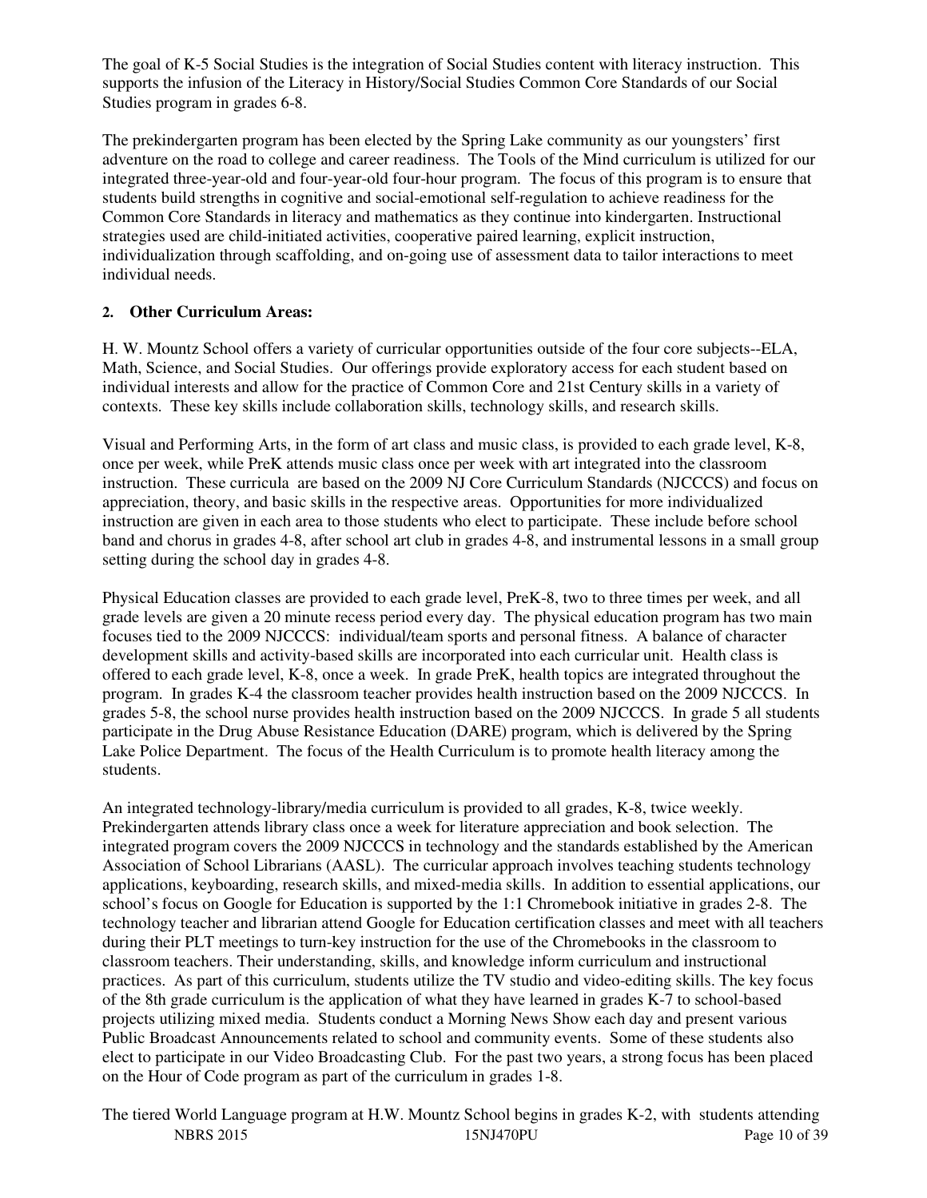The goal of K-5 Social Studies is the integration of Social Studies content with literacy instruction. This supports the infusion of the Literacy in History/Social Studies Common Core Standards of our Social Studies program in grades 6-8.

The prekindergarten program has been elected by the Spring Lake community as our youngsters' first adventure on the road to college and career readiness. The Tools of the Mind curriculum is utilized for our integrated three-year-old and four-year-old four-hour program. The focus of this program is to ensure that students build strengths in cognitive and social-emotional self-regulation to achieve readiness for the Common Core Standards in literacy and mathematics as they continue into kindergarten. Instructional strategies used are child-initiated activities, cooperative paired learning, explicit instruction, individualization through scaffolding, and on-going use of assessment data to tailor interactions to meet individual needs.

**2. Other Curriculum Areas:**

H. W. Mountz School offers a variety of curricular opportunities outside of the four core subjects--ELA, Math, Science, and Social Studies. Our offerings provide exploratory access for each student based on individual interests and allow for the practice of Common Core and 21st Century skills in a variety of contexts. These key skills include collaboration skills, technology skills, and research skills.

Visual and Performing Arts, in the form of art class and music class, is provided to each grade level, K-8, once per week, while PreK attends music class once per week with art integrated into the classroom instruction. These curricula are based on the 2009 NJ Core Curriculum Standards (NJCCCS) and focus on appreciation, theory, and basic skills in the respective areas. Opportunities for more individualized instruction are given in each area to those students who elect to participate. These include before school band and chorus in grades 4-8, after school art club in grades 4-8, and instrumental lessons in a small group setting during the school day in grades 4-8.

Physical Education classes are provided to each grade level, PreK-8, two to three times per week, and all grade levels are given a 20 minute recess period every day. The physical education program has two main focuses tied to the 2009 NJCCCS: individual/team sports and personal fitness. A balance of character development skills and activity-based skills are incorporated into each curricular unit. Health class is offered to each grade level, K-8, once a week. In grade PreK, health topics are integrated throughout the program. In grades K-4 the classroom teacher provides health instruction based on the 2009 NJCCCS. In grades 5-8, the school nurse provides health instruction based on the 2009 NJCCCS. In grade 5 all students participate in the Drug Abuse Resistance Education (DARE) program, which is delivered by the Spring Lake Police Department. The focus of the Health Curriculum is to promote health literacy among the students.

An integrated technology-library/media curriculum is provided to all grades, K-8, twice weekly. Prekindergarten attends library class once a week for literature appreciation and book selection. The integrated program covers the 2009 NJCCCS in technology and the standards established by the American Association of School Librarians (AASL). The curricular approach involves teaching students technology applications, keyboarding, research skills, and mixed-media skills. In addition to essential applications, our school's focus on Google for Education is supported by the 1:1 Chromebook initiative in grades 2-8. The technology teacher and librarian attend Google for Education certification classes and meet with all teachers during their PLT meetings to turn-key instruction for the use of the Chromebooks in the classroom to classroom teachers. Their understanding, skills, and knowledge inform curriculum and instructional practices. As part of this curriculum, students utilize the TV studio and video-editing skills. The key focus of the 8th grade curriculum is the application of what they have learned in grades K-7 to school-based projects utilizing mixed media. Students conduct a Morning News Show each day and present various Public Broadcast Announcements related to school and community events. Some of these students also elect to participate in our Video Broadcasting Club. For the past two years, a strong focus has been placed on the Hour of Code program as part of the curriculum in grades 1-8.

The tiered World Language program at H.W. Mountz School begins in grades K-2, with students attending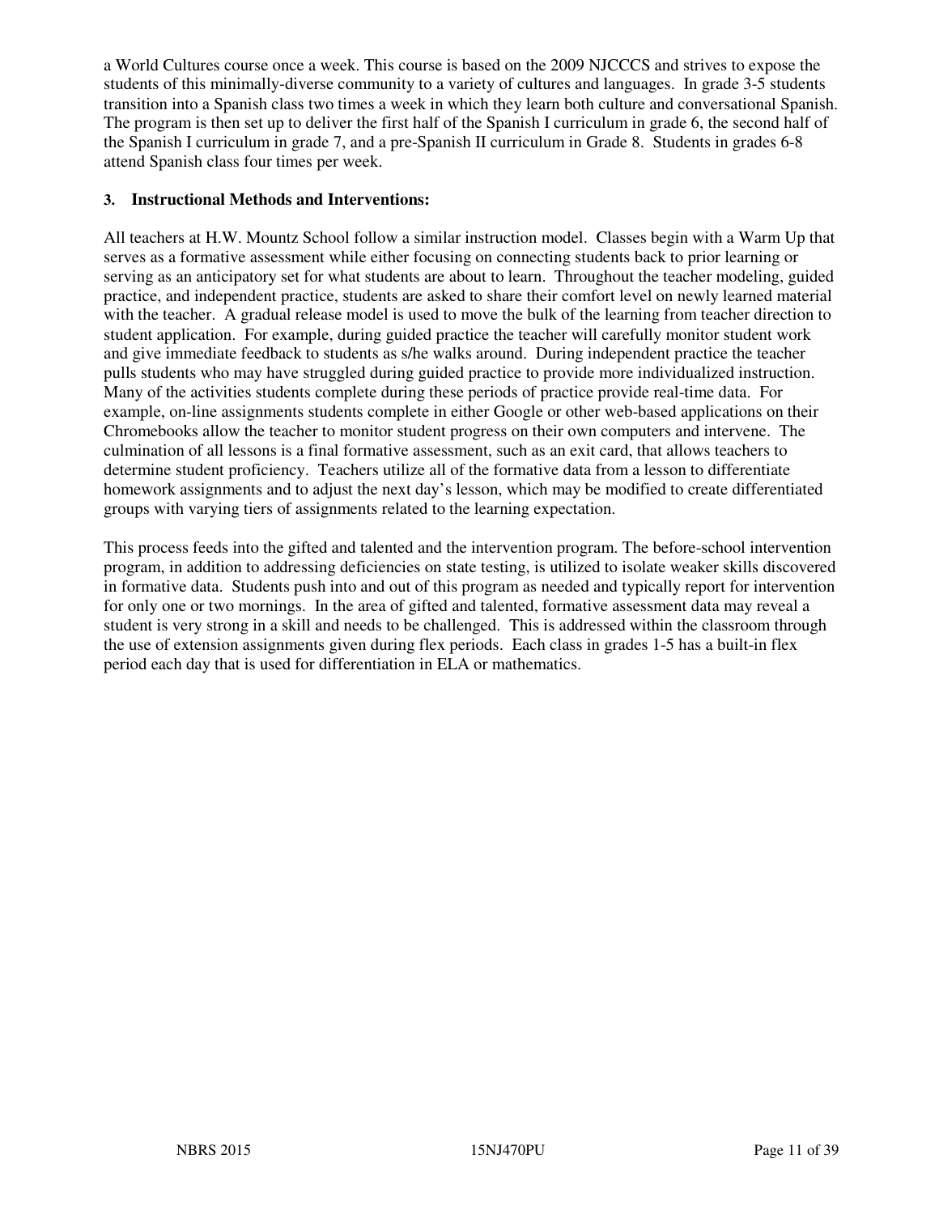a World Cultures course once a week. This course is based on the 2009 NJCCCS and strives to expose the students of this minimally-diverse community to a variety of cultures and languages. In grade 3-5 students transition into a Spanish class two times a week in which they learn both culture and conversational Spanish. The program is then set up to deliver the first half of the Spanish I curriculum in grade 6, the second half of the Spanish I curriculum in grade 7, and a pre-Spanish II curriculum in Grade 8. Students in grades 6-8 attend Spanish class four times per week.

### 3. Instructional Methods and Interventions:

All teachers at H.W. Mountz School follow a similar instruction model. Classes begin with a Warm Up that serves as a formative assessment while either focusing on connecting students back to prior learning or serving as an anticipatory set for what students are about to learn. Throughout the teacher modeling, guided practice, and independent practice, students are asked to share their comfort level on newly learned material with the teacher. A gradual release model is used to move the bulk of the learning from teacher direction to student application. For example, during guided practice the teacher will carefully monitor student work and give immediate feedback to students as s/he walks around. During independent practice the teacher pulls students who may have struggled during guided practice to provide more individualized instruction. Many of the activities students complete during these periods of practice provide real-time data. For example, on-line assignments students complete in either Google or other web-based applications on their Chromebooks allow the teacher to monitor student progress on their own computers and intervene. The culmination of all lessons is a final formative assessment, such as an exit card, that allows teachers to determine student proficiency. Teachers utilize all of the formative data from a lesson to differentiate homework assignments and to adjust the next day's lesson, which may be modified to create differentiated groups with varying tiers of assignments related to the learning expectation.

This process feeds into the gifted and talented and the intervention program. The before-school intervention program, in addition to addressing deficiencies on state testing, is utilized to isolate weaker skills discovered in formative data. Students push into and out of this program as needed and typically report for intervention for only one or two mornings. In the area of gifted and talented, formative assessment data may reveal a student is very strong in a skill and needs to be challenged. This is addressed within the classroom through the use of extension assignments given during flex periods. Each class in grades 1-5 has a built-in flex period each day that is used for differentiation in ELA or mathematics.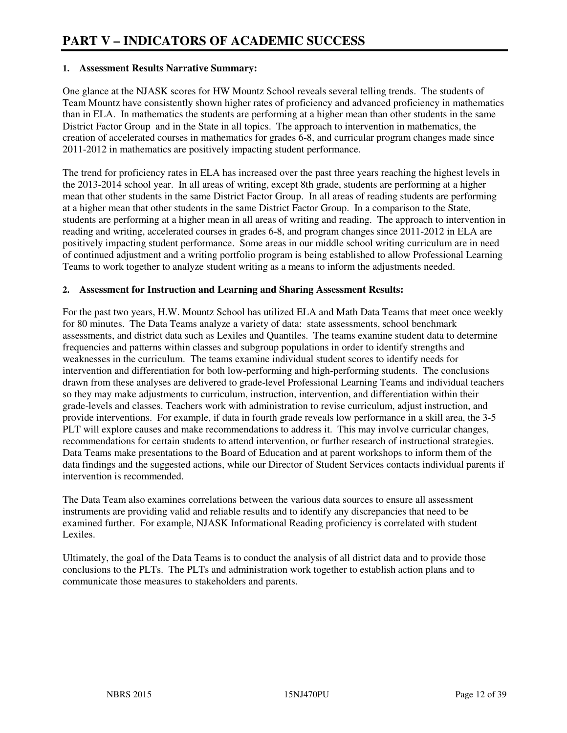# PART V – INDICATORS OF ACADEMIC SUCCESS

## 1. Assessment Results Narrative Summary:

One glance at the NJASK scores for HW Mountz School reveals several telling trends. The students of Team Mountz have consistently shown higher rates of proficiency and advanced proficiency in mathematics than in ELA. In mathematics the students are performing at a higher mean than other students in the same District Factor Group and in the State in all topics. The approach to intervention in mathematics, the creation of accelerated courses in mathematics for grades 6-8, and curricular program changes made since 2011-2012 in mathematics are positively impacting student performance.

The trend for proficiency rates in ELA has increased over the past three years reaching the highest levels in the 2013-2014 school year. In all areas of writing, except 8th grade, students are performing at a higher mean that other students in the same District Factor Group. In all areas of reading students are performing at a higher mean that other students in the same District Factor Group. In a comparison to the State, students are performing at a higher mean in all areas of writing and reading. The approach to intervention in reading and writing, accelerated courses in grades 6-8, and program changes since 2011-2012 in ELA are positively impacting student performance. Some areas in our middle school writing curriculum are in need of continued adjustment and a writing portfolio program is being established to allow Professional Learning Teams to work together to analyze student writing as a means to inform the adjustments needed.

## 2. Assessment for Instruction and Learning and Sharing Assessment Results:

For the past two years, H.W. Mountz School has utilized ELA and Math Data Teams that meet once weekly for 80 minutes. The Data Teams analyze a variety of data: state assessments, school benchmark assessments, and district data such as Lexiles and Quantiles. The teams examine student data to determine frequencies and patterns within classes and subgroup populations in order to identify strengths and weaknesses in the curriculum. The teams examine individual student scores to identify needs for intervention and differentiation for both low-performing and high-performing students. The conclusions drawn from these analyses are delivered to grade-level Professional Learning Teams and individual teachers so they may make adjustments to curriculum, instruction, intervention, and differentiation within their grade-levels and classes. Teachers work with administration to revise curriculum, adjust instruction, and provide interventions. For example, if data in fourth grade reveals low performance in a skill area, the 3-5 PLT will explore causes and make recommendations to address it. This may involve curricular changes, recommendations for certain students to attend intervention, or further research of instructional strategies. Data Teams make presentations to the Board of Education and at parent workshops to inform them of the data findings and the suggested actions, while our Director of Student Services contacts individual parents if intervention is recommended.

The Data Team also examines correlations between the various data sources to ensure all assessment instruments are providing valid and reliable results and to identify any discrepancies that need to be examined further. For example, NJASK Informational Reading proficiency is correlated with student Lexiles.

Ultimately, the goal of the Data Teams is to conduct the analysis of all district data and to provide those conclusions to the PLTs. The PLTs and administration work together to establish action plans and to communicate those measures to stakeholders and parents.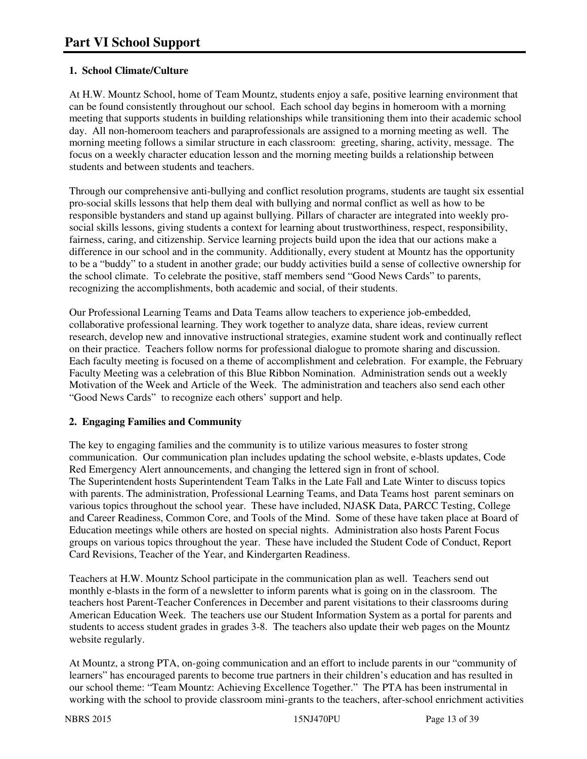# Part VI School Support

**1. School Climate/Culture**

At H.W. Mountz School, home of Team Mountz, students enjoy a safe, positive learning environment that can be found consistently throughout our school. Each school day begins in homeroom with a morning meeting that supports students in building relationships while transitioning them into their academic school day. All non-homeroom teachers and paraprofessionals are assigned to a morning meeting as well. The morning meeting follows a similar structure in each classroom: greeting, sharing, activity, message. The focus on a weekly character education lesson and the morning meeting builds a relationship between students and between students and teachers.

Through our comprehensive anti-bullying and conflict resolution programs, students are taught six essential pro-social skills lessons that help them deal with bullying and normal conflict as well as how to be responsible bystanders and stand up against bullying. Pillars of character are integrated into weekly pro-social skills lessons, giving students a context for learning about trustworthiness, respect, responsibility, fairness, caring, and citizenship. Service learning projects build upon the idea that our actions make a difference in our school and in the community. Additionally, every student at Mountz has the opportunity to be a "buddy" to a student in another grade; our buddy activities build a sense of collective ownership for the school climate. To celebrate the positive, staff members send "Good News Cards" to parents, recognizing the accomplishments, both academic and social, of their students.

Our Professional Learning Teams and Data Teams allow teachers to experience job-embedded, collaborative professional learning. They work together to analyze data, share ideas, review current research, develop new and innovative instructional strategies, examine student work and continually reflect on their practice. Teachers follow norms for professional dialogue to promote sharing and discussion. Each faculty meeting is focused on a theme of accomplishment and celebration. For example, the February Faculty Meeting was a celebration of this Blue Ribbon Nomination. Administration sends out a weekly Motivation of the Week and Article of the Week. The administration and teachers also send each other "Good News Cards" to recognize each others' support and help.

**2. Engaging Families and Community**

The key to engaging families and the community is to utilize various measures to foster strong communication. Our communication plan includes updating the school website, e-blasts updates, Code Red Emergency Alert announcements, and changing the lettered sign in front of school.
The Superintendent hosts Superintendent Team Talks in the Late Fall and Late Winter to discuss topics with parents. The administration, Professional Learning Teams, and Data Teams host parent seminars on various topics throughout the school year. These have included, NJASK Data, PARCC Testing, College and Career Readiness, Common Core, and Tools of the Mind. Some of these have taken place at Board of Education meetings while others are hosted on special nights. Administration also hosts Parent Focus groups on various topics throughout the year. These have included the Student Code of Conduct, Report Card Revisions, Teacher of the Year, and Kindergarten Readiness.

Teachers at H.W. Mountz School participate in the communication plan as well. Teachers send out monthly e-blasts in the form of a newsletter to inform parents what is going on in the classroom. The teachers host Parent-Teacher Conferences in December and parent visitations to their classrooms during American Education Week. The teachers use our Student Information System as a portal for parents and students to access student grades in grades 3-8. The teachers also update their web pages on the Mountz website regularly.

At Mountz, a strong PTA, on-going communication and an effort to include parents in our "community of learners" has encouraged parents to become true partners in their children's education and has resulted in our school theme: "Team Mountz: Achieving Excellence Together." The PTA has been instrumental in working with the school to provide classroom mini-grants to the teachers, after-school enrichment activities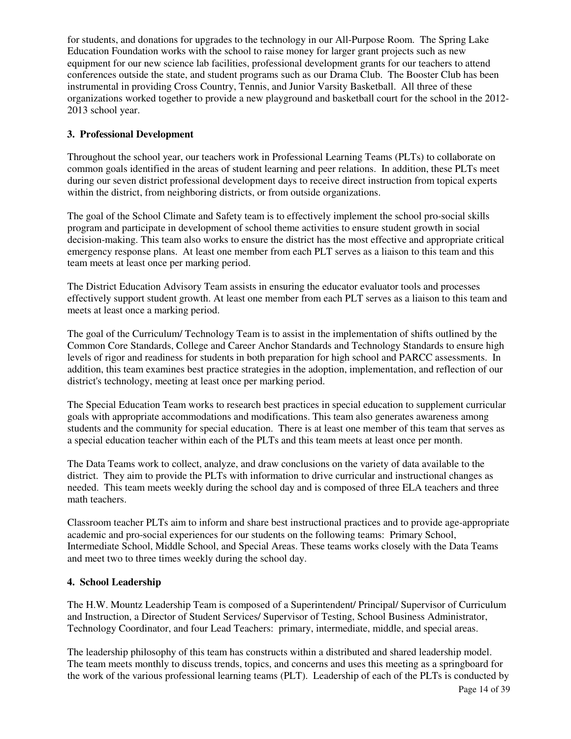for students, and donations for upgrades to the technology in our All-Purpose Room. The Spring Lake Education Foundation works with the school to raise money for larger grant projects such as new equipment for our new science lab facilities, professional development grants for our teachers to attend conferences outside the state, and student programs such as our Drama Club. The Booster Club has been instrumental in providing Cross Country, Tennis, and Junior Varsity Basketball. All three of these organizations worked together to provide a new playground and basketball court for the school in the 2012-2013 school year.

### 3. Professional Development

Throughout the school year, our teachers work in Professional Learning Teams (PLTs) to collaborate on common goals identified in the areas of student learning and peer relations. In addition, these PLTs meet during our seven district professional development days to receive direct instruction from topical experts within the district, from neighboring districts, or from outside organizations.

The goal of the School Climate and Safety team is to effectively implement the school pro-social skills program and participate in development of school theme activities to ensure student growth in social decision-making. This team also works to ensure the district has the most effective and appropriate critical emergency response plans. At least one member from each PLT serves as a liaison to this team and this team meets at least once per marking period.

The District Education Advisory Team assists in ensuring the educator evaluator tools and processes effectively support student growth. At least one member from each PLT serves as a liaison to this team and meets at least once a marking period.

The goal of the Curriculum/ Technology Team is to assist in the implementation of shifts outlined by the Common Core Standards, College and Career Anchor Standards and Technology Standards to ensure high levels of rigor and readiness for students in both preparation for high school and PARCC assessments. In addition, this team examines best practice strategies in the adoption, implementation, and reflection of our district's technology, meeting at least once per marking period.

The Special Education Team works to research best practices in special education to supplement curricular goals with appropriate accommodations and modifications. This team also generates awareness among students and the community for special education. There is at least one member of this team that serves as a special education teacher within each of the PLTs and this team meets at least once per month.

The Data Teams work to collect, analyze, and draw conclusions on the variety of data available to the district. They aim to provide the PLTs with information to drive curricular and instructional changes as needed. This team meets weekly during the school day and is composed of three ELA teachers and three math teachers.

Classroom teacher PLTs aim to inform and share best instructional practices and to provide age-appropriate academic and pro-social experiences for our students on the following teams: Primary School, Intermediate School, Middle School, and Special Areas. These teams works closely with the Data Teams and meet two to three times weekly during the school day.

### 4. School Leadership

The H.W. Mountz Leadership Team is composed of a Superintendent/ Principal/ Supervisor of Curriculum and Instruction, a Director of Student Services/ Supervisor of Testing, School Business Administrator, Technology Coordinator, and four Lead Teachers: primary, intermediate, middle, and special areas.

The leadership philosophy of this team has constructs within a distributed and shared leadership model. The team meets monthly to discuss trends, topics, and concerns and uses this meeting as a springboard for the work of the various professional learning teams (PLT). Leadership of each of the PLTs is conducted by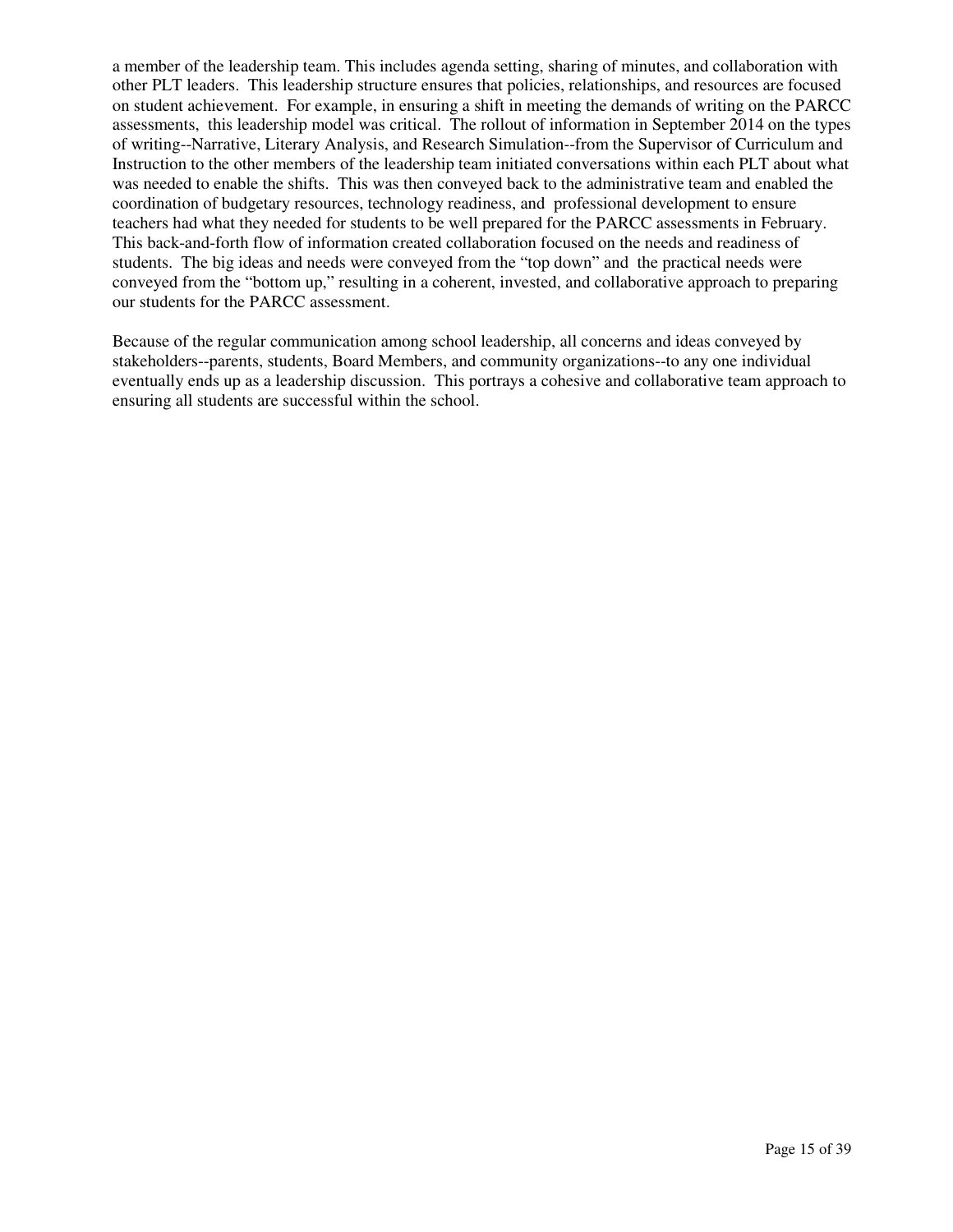a member of the leadership team. This includes agenda setting, sharing of minutes, and collaboration with other PLT leaders. This leadership structure ensures that policies, relationships, and resources are focused on student achievement. For example, in ensuring a shift in meeting the demands of writing on the PARCC assessments, this leadership model was critical. The rollout of information in September 2014 on the types of writing--Narrative, Literary Analysis, and Research Simulation--from the Supervisor of Curriculum and Instruction to the other members of the leadership team initiated conversations within each PLT about what was needed to enable the shifts. This was then conveyed back to the administrative team and enabled the coordination of budgetary resources, technology readiness, and professional development to ensure teachers had what they needed for students to be well prepared for the PARCC assessments in February. This back-and-forth flow of information created collaboration focused on the needs and readiness of students. The big ideas and needs were conveyed from the "top down" and the practical needs were conveyed from the "bottom up," resulting in a coherent, invested, and collaborative approach to preparing our students for the PARCC assessment.

Because of the regular communication among school leadership, all concerns and ideas conveyed by stakeholders--parents, students, Board Members, and community organizations--to any one individual eventually ends up as a leadership discussion. This portrays a cohesive and collaborative team approach to ensuring all students are successful within the school.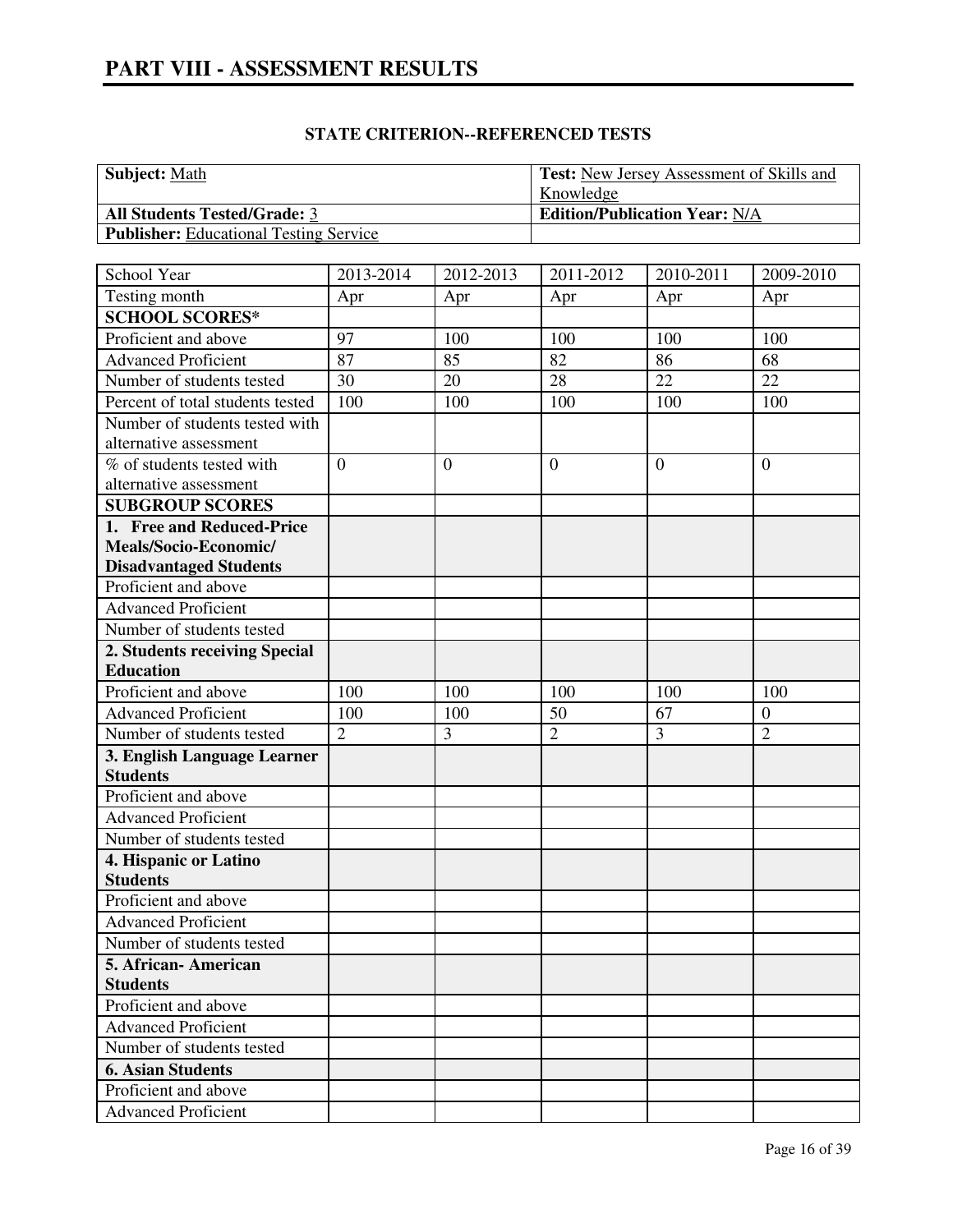# PART VIII - ASSESSMENT RESULTS

## STATE CRITERION--REFERENCED TESTS

| **Subject:** Math | **Test:** New Jersey Assessment of Skills and Knowledge |
|---|---|
| **All Students Tested/Grade:** 3 | **Edition/Publication Year:** N/A |
| **Publisher:** Educational Testing Service | |

| School Year | 2013-2014 | 2012-2013 | 2011-2012 | 2010-2011 | 2009-2010 |
|---|---|---|---|---|---|
| Testing month | Apr | Apr | Apr | Apr | Apr |
| **SCHOOL SCORES*** | | | | | |
| Proficient and above | 97 | 100 | 100 | 100 | 100 |
| Advanced Proficient | 87 | 85 | 82 | 86 | 68 |
| Number of students tested | 30 | 20 | 28 | 22 | 22 |
| Percent of total students tested | 100 | 100 | 100 | 100 | 100 |
| Number of students tested with alternative assessment | | | | | |
| % of students tested with alternative assessment | 0 | 0 | 0 | 0 | 0 |
| **SUBGROUP SCORES** | | | | | |
| **1. Free and Reduced-Price Meals/Socio-Economic/ Disadvantaged Students** | | | | | |
| Proficient and above | | | | | |
| Advanced Proficient | | | | | |
| Number of students tested | | | | | |
| **2. Students receiving Special Education** | | | | | |
| Proficient and above | 100 | 100 | 100 | 100 | 100 |
| Advanced Proficient | 100 | 100 | 50 | 67 | 0 |
| Number of students tested | 2 | 3 | 2 | 3 | 2 |
| **3. English Language Learner Students** | | | | | |
| Proficient and above | | | | | |
| Advanced Proficient | | | | | |
| Number of students tested | | | | | |
| **4. Hispanic or Latino Students** | | | | | |
| Proficient and above | | | | | |
| Advanced Proficient | | | | | |
| Number of students tested | | | | | |
| **5. African- American Students** | | | | | |
| Proficient and above | | | | | |
| Advanced Proficient | | | | | |
| Number of students tested | | | | | |
| **6. Asian Students** | | | | | |
| Proficient and above | | | | | |
| Advanced Proficient | | | | | |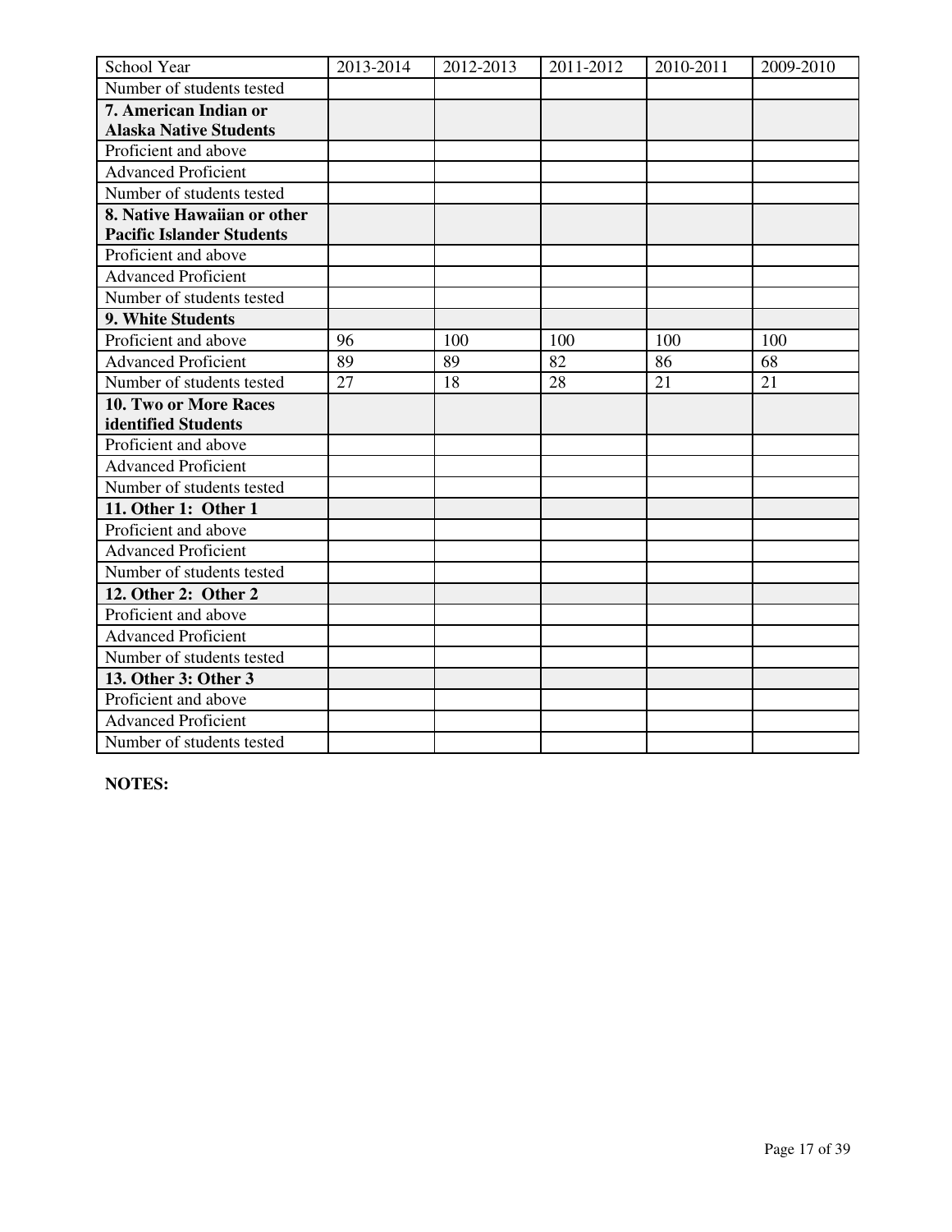| School Year | 2013-2014 | 2012-2013 | 2011-2012 | 2010-2011 | 2009-2010 |
|---|---|---|---|---|---|
| Number of students tested | | | | | |
| **7. American Indian or Alaska Native Students** | | | | | |
| Proficient and above | | | | | |
| Advanced Proficient | | | | | |
| Number of students tested | | | | | |
| **8. Native Hawaiian or other Pacific Islander Students** | | | | | |
| Proficient and above | | | | | |
| Advanced Proficient | | | | | |
| Number of students tested | | | | | |
| **9. White Students** | | | | | |
| Proficient and above | 96 | 100 | 100 | 100 | 100 |
| Advanced Proficient | 89 | 89 | 82 | 86 | 68 |
| Number of students tested | 27 | 18 | 28 | 21 | 21 |
| **10. Two or More Races identified Students** | | | | | |
| Proficient and above | | | | | |
| Advanced Proficient | | | | | |
| Number of students tested | | | | | |
| **11. Other 1: Other 1** | | | | | |
| Proficient and above | | | | | |
| Advanced Proficient | | | | | |
| Number of students tested | | | | | |
| **12. Other 2: Other 2** | | | | | |
| Proficient and above | | | | | |
| Advanced Proficient | | | | | |
| Number of students tested | | | | | |
| **13. Other 3: Other 3** | | | | | |
| Proficient and above | | | | | |
| Advanced Proficient | | | | | |
| Number of students tested | | | | | |

**NOTES:**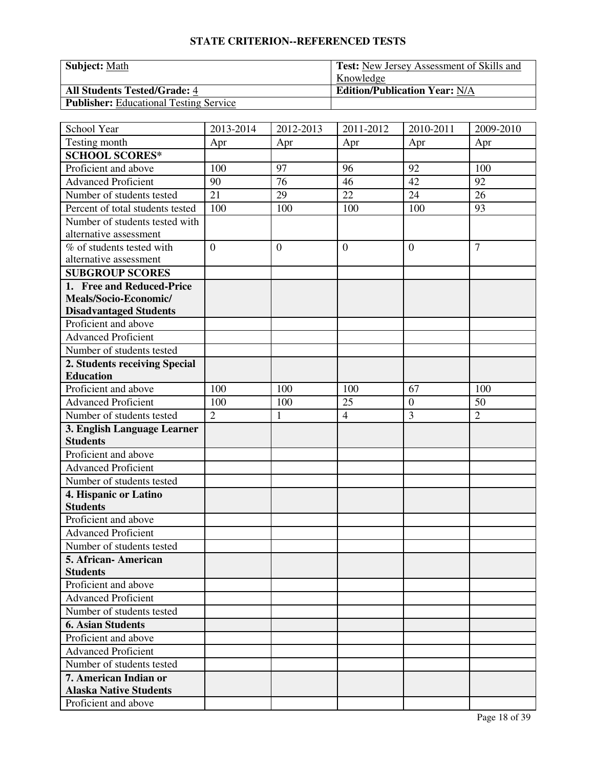## STATE CRITERION--REFERENCED TESTS

| **Subject:** Math | **Test:** New Jersey Assessment of Skills and Knowledge |
|---|---|
| **All Students Tested/Grade:** 4 | **Edition/Publication Year:** N/A |
| **Publisher:** Educational Testing Service | |

| School Year | 2013-2014 | 2012-2013 | 2011-2012 | 2010-2011 | 2009-2010 |
|---|---|---|---|---|---|
| Testing month | Apr | Apr | Apr | Apr | Apr |
| **SCHOOL SCORES*** | | | | | |
| Proficient and above | 100 | 97 | 96 | 92 | 100 |
| Advanced Proficient | 90 | 76 | 46 | 42 | 92 |
| Number of students tested | 21 | 29 | 22 | 24 | 26 |
| Percent of total students tested | 100 | 100 | 100 | 100 | 93 |
| Number of students tested with alternative assessment | | | | | |
| % of students tested with alternative assessment | 0 | 0 | 0 | 0 | 7 |
| **SUBGROUP SCORES** | | | | | |
| **1. Free and Reduced-Price Meals/Socio-Economic/ Disadvantaged Students** | | | | | |
| Proficient and above | | | | | |
| Advanced Proficient | | | | | |
| Number of students tested | | | | | |
| **2. Students receiving Special Education** | | | | | |
| Proficient and above | 100 | 100 | 100 | 67 | 100 |
| Advanced Proficient | 100 | 100 | 25 | 0 | 50 |
| Number of students tested | 2 | 1 | 4 | 3 | 2 |
| **3. English Language Learner Students** | | | | | |
| Proficient and above | | | | | |
| Advanced Proficient | | | | | |
| Number of students tested | | | | | |
| **4. Hispanic or Latino Students** | | | | | |
| Proficient and above | | | | | |
| Advanced Proficient | | | | | |
| Number of students tested | | | | | |
| **5. African- American Students** | | | | | |
| Proficient and above | | | | | |
| Advanced Proficient | | | | | |
| Number of students tested | | | | | |
| **6. Asian Students** | | | | | |
| Proficient and above | | | | | |
| Advanced Proficient | | | | | |
| Number of students tested | | | | | |
| **7. American Indian or Alaska Native Students** | | | | | |
| Proficient and above | | | | | |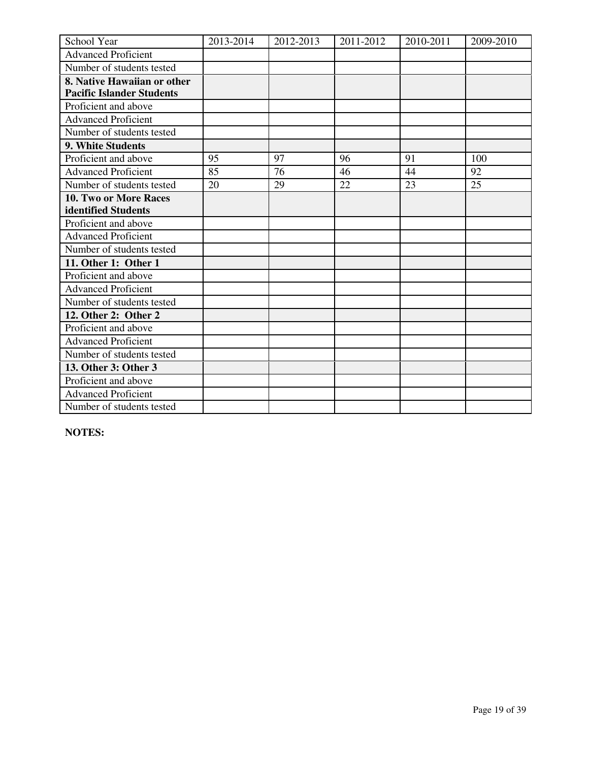| School Year | 2013-2014 | 2012-2013 | 2011-2012 | 2010-2011 | 2009-2010 |
|---|---|---|---|---|---|
| Advanced Proficient | | | | | |
| Number of students tested | | | | | |
| **8. Native Hawaiian or other Pacific Islander Students** | | | | | |
| Proficient and above | | | | | |
| Advanced Proficient | | | | | |
| Number of students tested | | | | | |
| **9. White Students** | | | | | |
| Proficient and above | 95 | 97 | 96 | 91 | 100 |
| Advanced Proficient | 85 | 76 | 46 | 44 | 92 |
| Number of students tested | 20 | 29 | 22 | 23 | 25 |
| **10. Two or More Races identified Students** | | | | | |
| Proficient and above | | | | | |
| Advanced Proficient | | | | | |
| Number of students tested | | | | | |
| **11. Other 1: Other 1** | | | | | |
| Proficient and above | | | | | |
| Advanced Proficient | | | | | |
| Number of students tested | | | | | |
| **12. Other 2: Other 2** | | | | | |
| Proficient and above | | | | | |
| Advanced Proficient | | | | | |
| Number of students tested | | | | | |
| **13. Other 3: Other 3** | | | | | |
| Proficient and above | | | | | |
| Advanced Proficient | | | | | |
| Number of students tested | | | | | |

**NOTES:**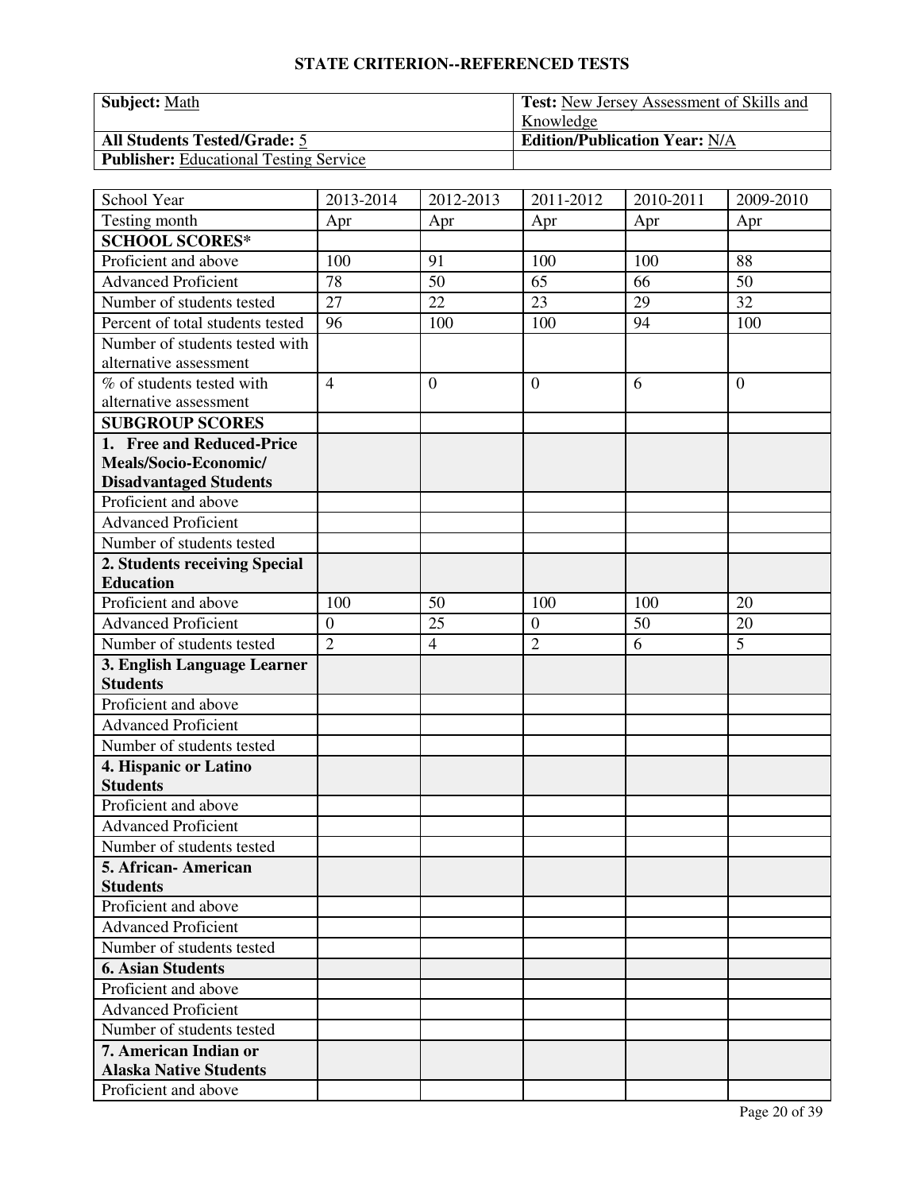## STATE CRITERION--REFERENCED TESTS

| **Subject:** Math | **Test:** New Jersey Assessment of Skills and Knowledge |
|---|---|
| **All Students Tested/Grade:** 5 | **Edition/Publication Year:** N/A |
| **Publisher:** Educational Testing Service | |

| School Year | 2013-2014 | 2012-2013 | 2011-2012 | 2010-2011 | 2009-2010 |
|---|---|---|---|---|---|
| Testing month | Apr | Apr | Apr | Apr | Apr |
| **SCHOOL SCORES*** | | | | | |
| Proficient and above | 100 | 91 | 100 | 100 | 88 |
| Advanced Proficient | 78 | 50 | 65 | 66 | 50 |
| Number of students tested | 27 | 22 | 23 | 29 | 32 |
| Percent of total students tested | 96 | 100 | 100 | 94 | 100 |
| Number of students tested with alternative assessment | | | | | |
| % of students tested with alternative assessment | 4 | 0 | 0 | 6 | 0 |
| **SUBGROUP SCORES** | | | | | |
| **1. Free and Reduced-Price Meals/Socio-Economic/ Disadvantaged Students** | | | | | |
| Proficient and above | | | | | |
| Advanced Proficient | | | | | |
| Number of students tested | | | | | |
| **2. Students receiving Special Education** | | | | | |
| Proficient and above | 100 | 50 | 100 | 100 | 20 |
| Advanced Proficient | 0 | 25 | 0 | 50 | 20 |
| Number of students tested | 2 | 4 | 2 | 6 | 5 |
| **3. English Language Learner Students** | | | | | |
| Proficient and above | | | | | |
| Advanced Proficient | | | | | |
| Number of students tested | | | | | |
| **4. Hispanic or Latino Students** | | | | | |
| Proficient and above | | | | | |
| Advanced Proficient | | | | | |
| Number of students tested | | | | | |
| **5. African- American Students** | | | | | |
| Proficient and above | | | | | |
| Advanced Proficient | | | | | |
| Number of students tested | | | | | |
| **6. Asian Students** | | | | | |
| Proficient and above | | | | | |
| Advanced Proficient | | | | | |
| Number of students tested | | | | | |
| **7. American Indian or Alaska Native Students** | | | | | |
| Proficient and above | | | | | |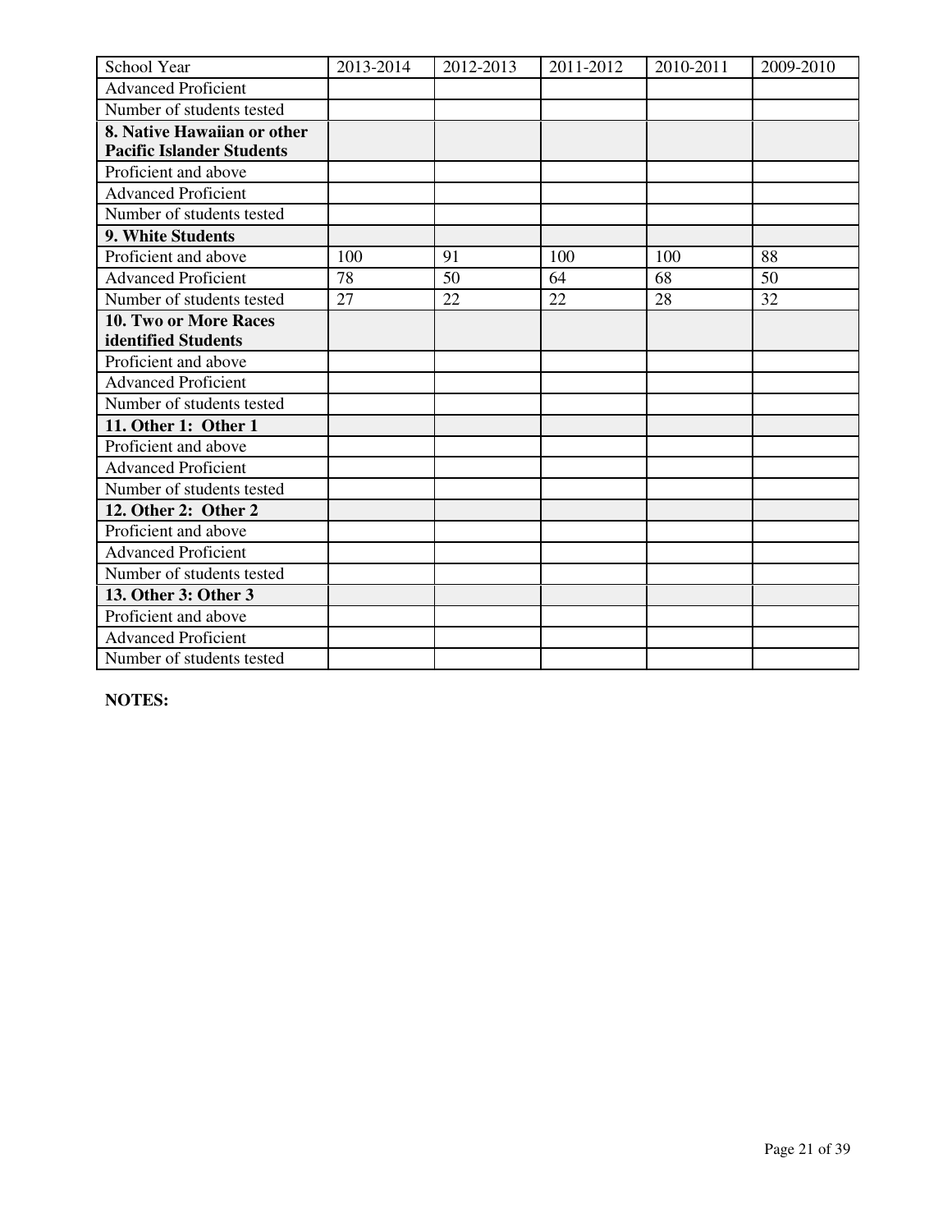| School Year | 2013-2014 | 2012-2013 | 2011-2012 | 2010-2011 | 2009-2010 |
| --- | --- | --- | --- | --- | --- |
| Advanced Proficient | | | | | |
| Number of students tested | | | | | |
| **8. Native Hawaiian or other Pacific Islander Students** | | | | | |
| Proficient and above | | | | | |
| Advanced Proficient | | | | | |
| Number of students tested | | | | | |
| **9. White Students** | | | | | |
| Proficient and above | 100 | 91 | 100 | 100 | 88 |
| Advanced Proficient | 78 | 50 | 64 | 68 | 50 |
| Number of students tested | 27 | 22 | 22 | 28 | 32 |
| **10. Two or More Races identified Students** | | | | | |
| Proficient and above | | | | | |
| Advanced Proficient | | | | | |
| Number of students tested | | | | | |
| **11. Other 1: Other 1** | | | | | |
| Proficient and above | | | | | |
| Advanced Proficient | | | | | |
| Number of students tested | | | | | |
| **12. Other 2: Other 2** | | | | | |
| Proficient and above | | | | | |
| Advanced Proficient | | | | | |
| Number of students tested | | | | | |
| **13. Other 3: Other 3** | | | | | |
| Proficient and above | | | | | |
| Advanced Proficient | | | | | |
| Number of students tested | | | | | |

**NOTES:**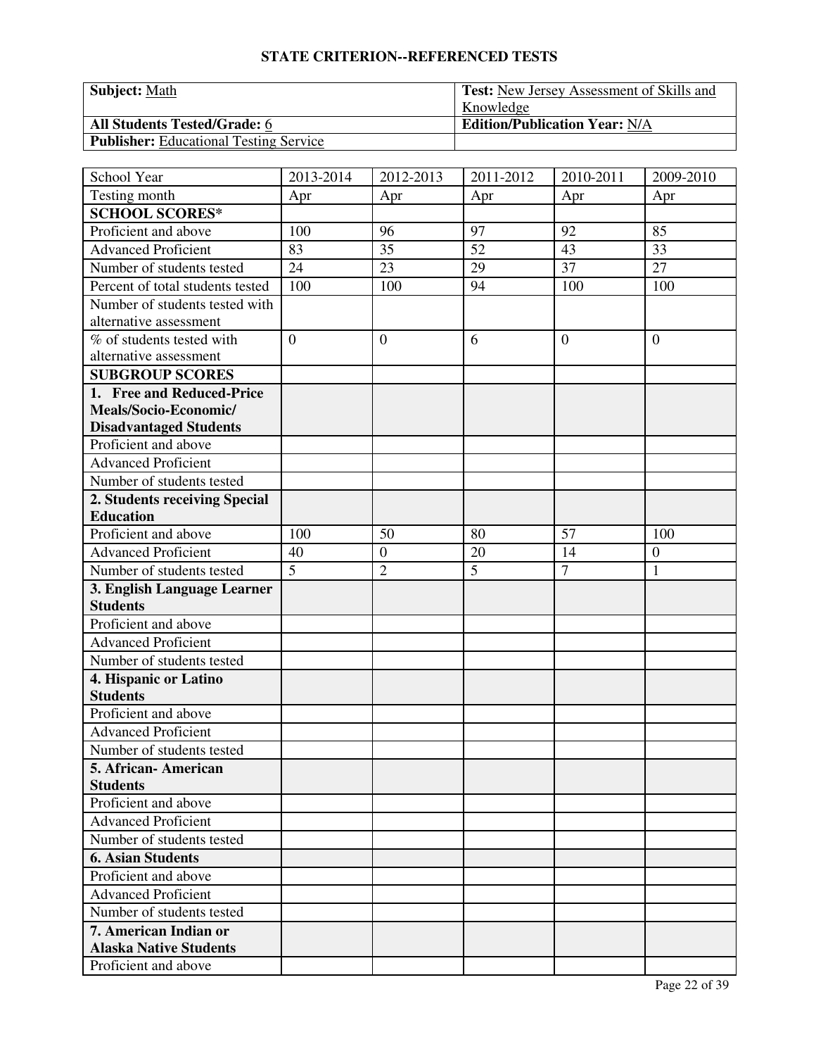## STATE CRITERION--REFERENCED TESTS

| **Subject:** Math | **Test:** New Jersey Assessment of Skills and Knowledge |
|---|---|
| **All Students Tested/Grade:** 6 | **Edition/Publication Year:** N/A |
| **Publisher:** Educational Testing Service | |

| School Year | 2013-2014 | 2012-2013 | 2011-2012 | 2010-2011 | 2009-2010 |
|---|---|---|---|---|---|
| Testing month | Apr | Apr | Apr | Apr | Apr |
| **SCHOOL SCORES*** | | | | | |
| Proficient and above | 100 | 96 | 97 | 92 | 85 |
| Advanced Proficient | 83 | 35 | 52 | 43 | 33 |
| Number of students tested | 24 | 23 | 29 | 37 | 27 |
| Percent of total students tested | 100 | 100 | 94 | 100 | 100 |
| Number of students tested with alternative assessment | | | | | |
| % of students tested with alternative assessment | 0 | 0 | 6 | 0 | 0 |
| **SUBGROUP SCORES** | | | | | |
| **1. Free and Reduced-Price Meals/Socio-Economic/ Disadvantaged Students** | | | | | |
| Proficient and above | | | | | |
| Advanced Proficient | | | | | |
| Number of students tested | | | | | |
| **2. Students receiving Special Education** | | | | | |
| Proficient and above | 100 | 50 | 80 | 57 | 100 |
| Advanced Proficient | 40 | 0 | 20 | 14 | 0 |
| Number of students tested | 5 | 2 | 5 | 7 | 1 |
| **3. English Language Learner Students** | | | | | |
| Proficient and above | | | | | |
| Advanced Proficient | | | | | |
| Number of students tested | | | | | |
| **4. Hispanic or Latino Students** | | | | | |
| Proficient and above | | | | | |
| Advanced Proficient | | | | | |
| Number of students tested | | | | | |
| **5. African- American Students** | | | | | |
| Proficient and above | | | | | |
| Advanced Proficient | | | | | |
| Number of students tested | | | | | |
| **6. Asian Students** | | | | | |
| Proficient and above | | | | | |
| Advanced Proficient | | | | | |
| Number of students tested | | | | | |
| **7. American Indian or Alaska Native Students** | | | | | |
| Proficient and above | | | | | |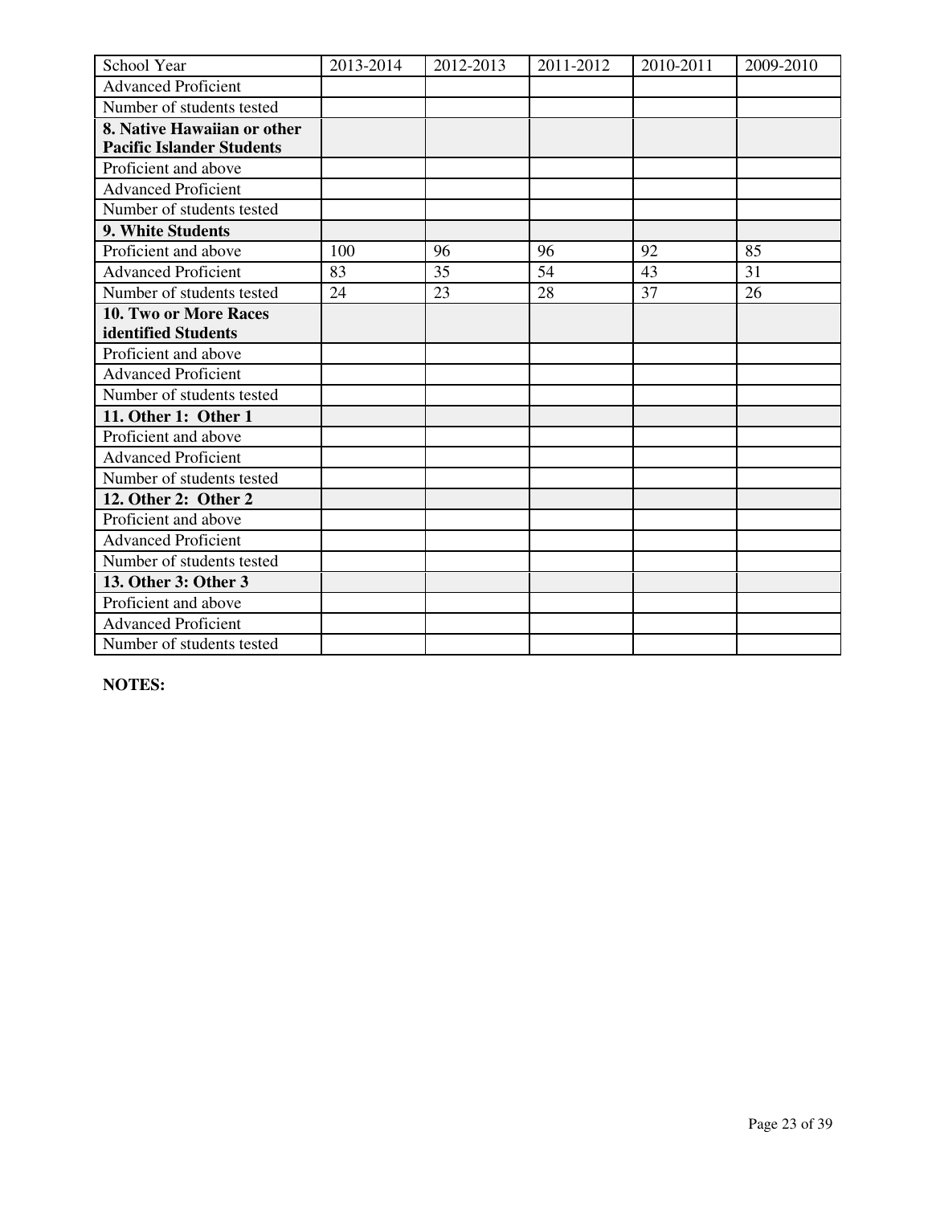| School Year | 2013-2014 | 2012-2013 | 2011-2012 | 2010-2011 | 2009-2010 |
|---|---|---|---|---|---|
| Advanced Proficient | | | | | |
| Number of students tested | | | | | |
| **8. Native Hawaiian or other Pacific Islander Students** | | | | | |
| Proficient and above | | | | | |
| Advanced Proficient | | | | | |
| Number of students tested | | | | | |
| **9. White Students** | | | | | |
| Proficient and above | 100 | 96 | 96 | 92 | 85 |
| Advanced Proficient | 83 | 35 | 54 | 43 | 31 |
| Number of students tested | 24 | 23 | 28 | 37 | 26 |
| **10. Two or More Races identified Students** | | | | | |
| Proficient and above | | | | | |
| Advanced Proficient | | | | | |
| Number of students tested | | | | | |
| **11. Other 1: Other 1** | | | | | |
| Proficient and above | | | | | |
| Advanced Proficient | | | | | |
| Number of students tested | | | | | |
| **12. Other 2: Other 2** | | | | | |
| Proficient and above | | | | | |
| Advanced Proficient | | | | | |
| Number of students tested | | | | | |
| **13. Other 3: Other 3** | | | | | |
| Proficient and above | | | | | |
| Advanced Proficient | | | | | |
| Number of students tested | | | | | |

**NOTES:**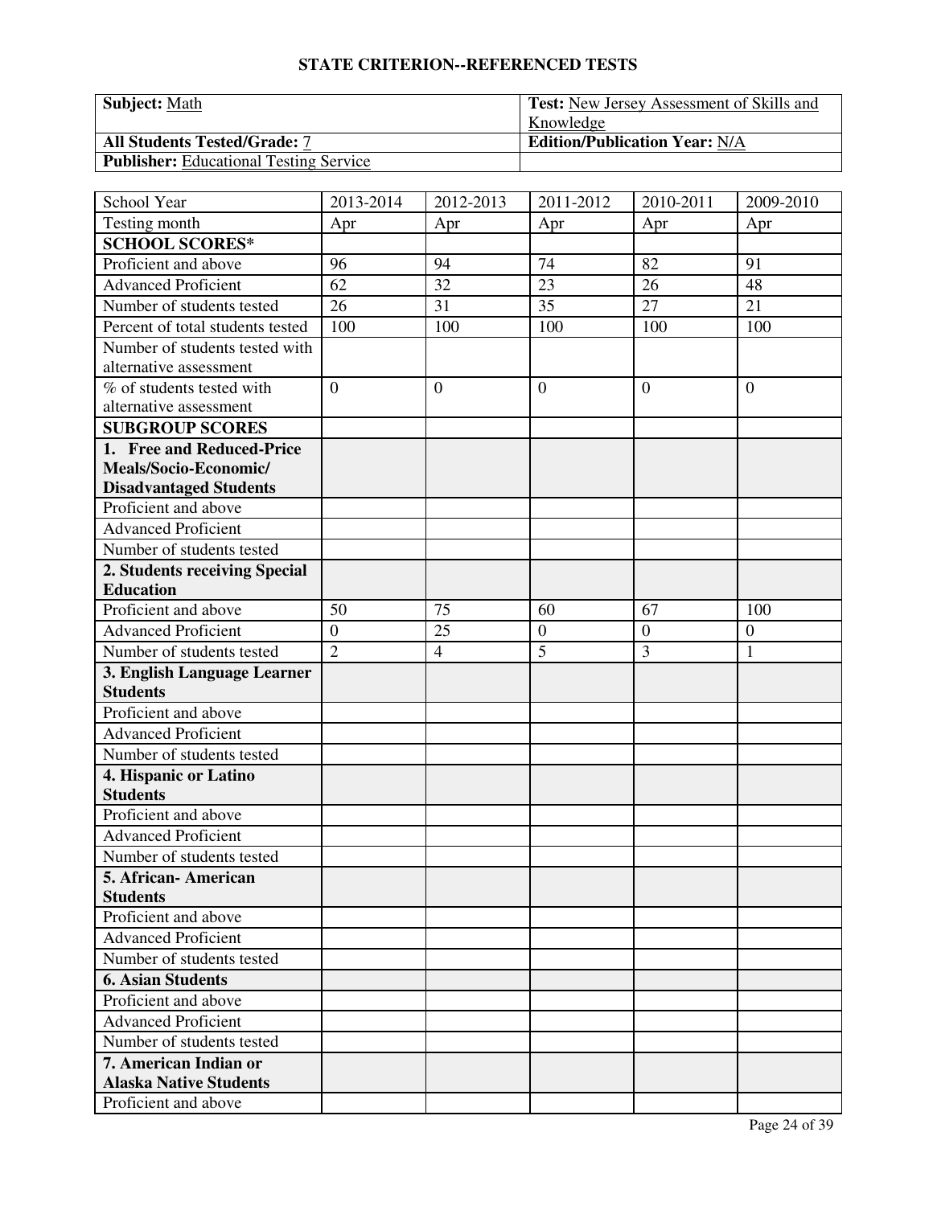## STATE CRITERION--REFERENCED TESTS

| **Subject:** Math | **Test:** New Jersey Assessment of Skills and Knowledge |
|---|---|
| **All Students Tested/Grade:** 7 | **Edition/Publication Year:** N/A |
| **Publisher:** Educational Testing Service | |

| School Year | 2013-2014 | 2012-2013 | 2011-2012 | 2010-2011 | 2009-2010 |
|---|---|---|---|---|---|
| Testing month | Apr | Apr | Apr | Apr | Apr |
| **SCHOOL SCORES*** | | | | | |
| Proficient and above | 96 | 94 | 74 | 82 | 91 |
| Advanced Proficient | 62 | 32 | 23 | 26 | 48 |
| Number of students tested | 26 | 31 | 35 | 27 | 21 |
| Percent of total students tested | 100 | 100 | 100 | 100 | 100 |
| Number of students tested with alternative assessment | | | | | |
| % of students tested with alternative assessment | 0 | 0 | 0 | 0 | 0 |
| **SUBGROUP SCORES** | | | | | |
| **1. Free and Reduced-Price Meals/Socio-Economic/ Disadvantaged Students** | | | | | |
| Proficient and above | | | | | |
| Advanced Proficient | | | | | |
| Number of students tested | | | | | |
| **2. Students receiving Special Education** | | | | | |
| Proficient and above | 50 | 75 | 60 | 67 | 100 |
| Advanced Proficient | 0 | 25 | 0 | 0 | 0 |
| Number of students tested | 2 | 4 | 5 | 3 | 1 |
| **3. English Language Learner Students** | | | | | |
| Proficient and above | | | | | |
| Advanced Proficient | | | | | |
| Number of students tested | | | | | |
| **4. Hispanic or Latino Students** | | | | | |
| Proficient and above | | | | | |
| Advanced Proficient | | | | | |
| Number of students tested | | | | | |
| **5. African- American Students** | | | | | |
| Proficient and above | | | | | |
| Advanced Proficient | | | | | |
| Number of students tested | | | | | |
| **6. Asian Students** | | | | | |
| Proficient and above | | | | | |
| Advanced Proficient | | | | | |
| Number of students tested | | | | | |
| **7. American Indian or Alaska Native Students** | | | | | |
| Proficient and above | | | | | |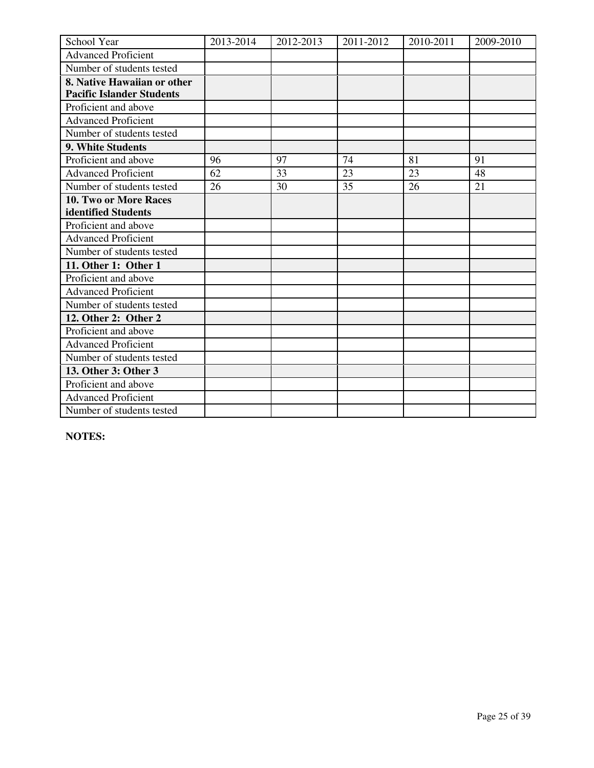| School Year | 2013-2014 | 2012-2013 | 2011-2012 | 2010-2011 | 2009-2010 |
| --- | --- | --- | --- | --- | --- |
| Advanced Proficient | | | | | |
| Number of students tested | | | | | |
| **8. Native Hawaiian or other Pacific Islander Students** | | | | | |
| Proficient and above | | | | | |
| Advanced Proficient | | | | | |
| Number of students tested | | | | | |
| **9. White Students** | | | | | |
| Proficient and above | 96 | 97 | 74 | 81 | 91 |
| Advanced Proficient | 62 | 33 | 23 | 23 | 48 |
| Number of students tested | 26 | 30 | 35 | 26 | 21 |
| **10. Two or More Races identified Students** | | | | | |
| Proficient and above | | | | | |
| Advanced Proficient | | | | | |
| Number of students tested | | | | | |
| **11. Other 1: Other 1** | | | | | |
| Proficient and above | | | | | |
| Advanced Proficient | | | | | |
| Number of students tested | | | | | |
| **12. Other 2: Other 2** | | | | | |
| Proficient and above | | | | | |
| Advanced Proficient | | | | | |
| Number of students tested | | | | | |
| **13. Other 3: Other 3** | | | | | |
| Proficient and above | | | | | |
| Advanced Proficient | | | | | |
| Number of students tested | | | | | |

**NOTES:**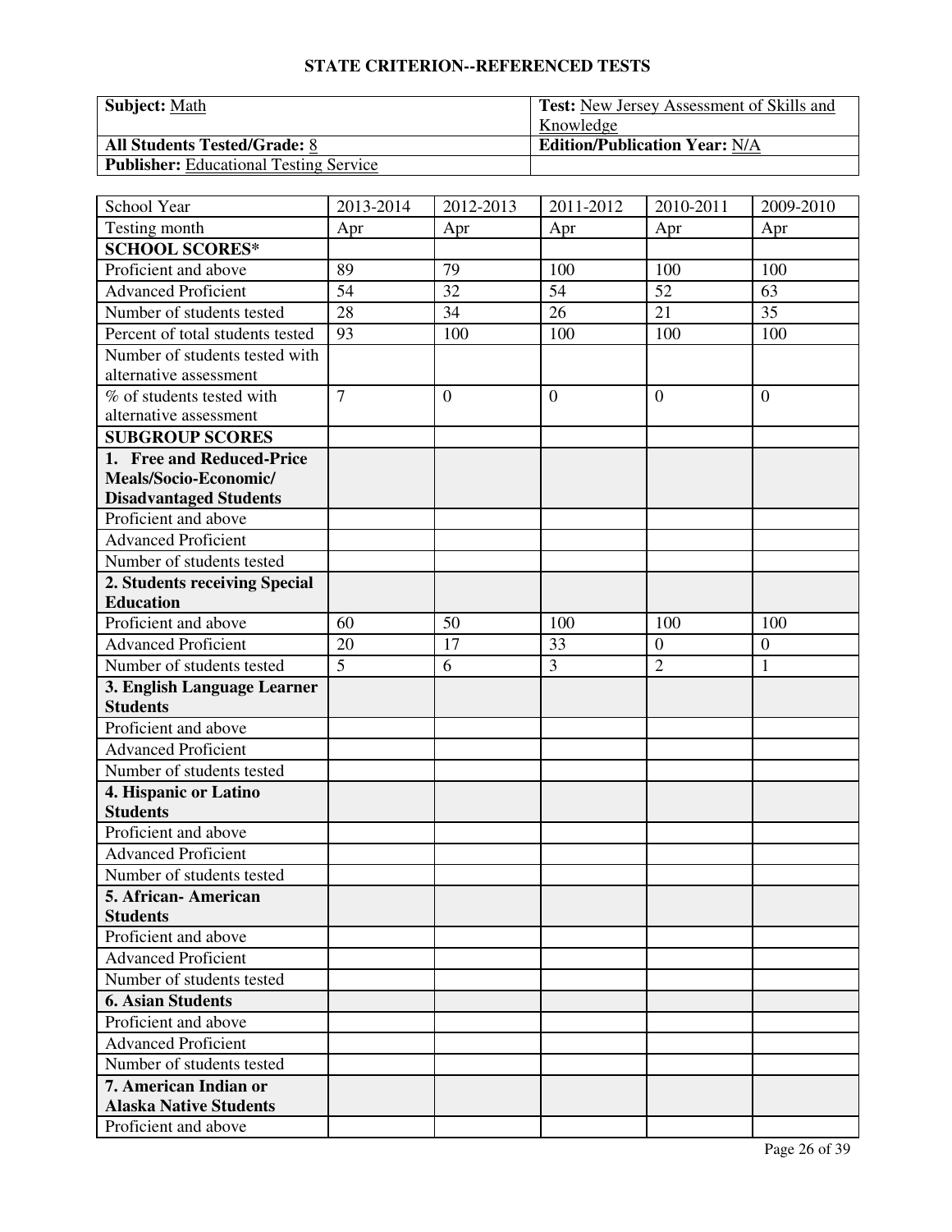## STATE CRITERION--REFERENCED TESTS

| **Subject:** Math | **Test:** New Jersey Assessment of Skills and Knowledge |
|---|---|
| **All Students Tested/Grade:** 8 | **Edition/Publication Year:** N/A |
| **Publisher:** Educational Testing Service | |

| School Year | 2013-2014 | 2012-2013 | 2011-2012 | 2010-2011 | 2009-2010 |
|---|---|---|---|---|---|
| Testing month | Apr | Apr | Apr | Apr | Apr |
| **SCHOOL SCORES*** | | | | | |
| Proficient and above | 89 | 79 | 100 | 100 | 100 |
| Advanced Proficient | 54 | 32 | 54 | 52 | 63 |
| Number of students tested | 28 | 34 | 26 | 21 | 35 |
| Percent of total students tested | 93 | 100 | 100 | 100 | 100 |
| Number of students tested with alternative assessment | | | | | |
| % of students tested with alternative assessment | 7 | 0 | 0 | 0 | 0 |
| **SUBGROUP SCORES** | | | | | |
| **1. Free and Reduced-Price Meals/Socio-Economic/ Disadvantaged Students** | | | | | |
| Proficient and above | | | | | |
| Advanced Proficient | | | | | |
| Number of students tested | | | | | |
| **2. Students receiving Special Education** | | | | | |
| Proficient and above | 60 | 50 | 100 | 100 | 100 |
| Advanced Proficient | 20 | 17 | 33 | 0 | 0 |
| Number of students tested | 5 | 6 | 3 | 2 | 1 |
| **3. English Language Learner Students** | | | | | |
| Proficient and above | | | | | |
| Advanced Proficient | | | | | |
| Number of students tested | | | | | |
| **4. Hispanic or Latino Students** | | | | | |
| Proficient and above | | | | | |
| Advanced Proficient | | | | | |
| Number of students tested | | | | | |
| **5. African- American Students** | | | | | |
| Proficient and above | | | | | |
| Advanced Proficient | | | | | |
| Number of students tested | | | | | |
| **6. Asian Students** | | | | | |
| Proficient and above | | | | | |
| Advanced Proficient | | | | | |
| Number of students tested | | | | | |
| **7. American Indian or Alaska Native Students** | | | | | |
| Proficient and above | | | | | |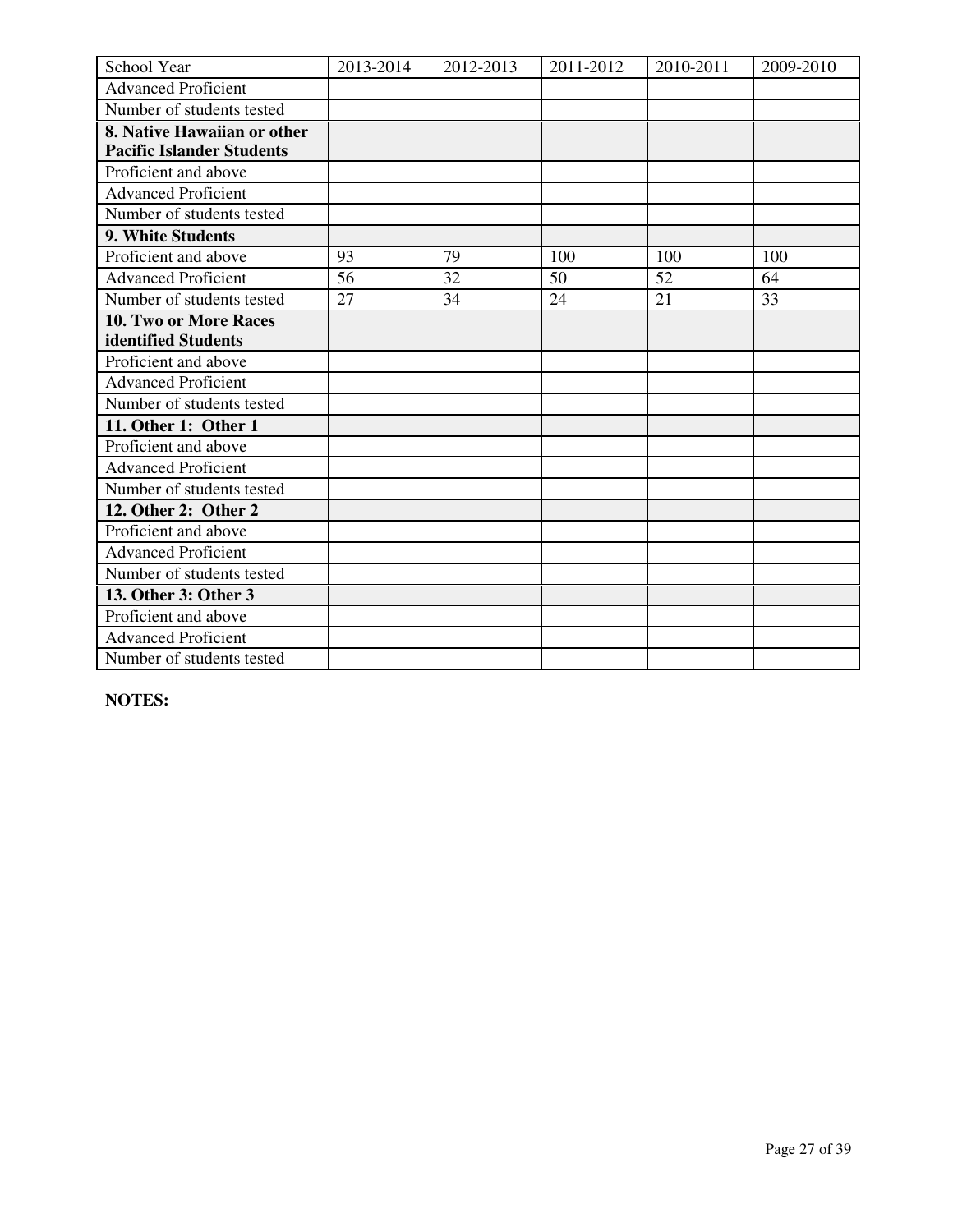| School Year | 2013-2014 | 2012-2013 | 2011-2012 | 2010-2011 | 2009-2010 |
| --- | --- | --- | --- | --- | --- |
| Advanced Proficient | | | | | |
| Number of students tested | | | | | |
| **8. Native Hawaiian or other Pacific Islander Students** | | | | | |
| Proficient and above | | | | | |
| Advanced Proficient | | | | | |
| Number of students tested | | | | | |
| **9. White Students** | | | | | |
| Proficient and above | 93 | 79 | 100 | 100 | 100 |
| Advanced Proficient | 56 | 32 | 50 | 52 | 64 |
| Number of students tested | 27 | 34 | 24 | 21 | 33 |
| **10. Two or More Races identified Students** | | | | | |
| Proficient and above | | | | | |
| Advanced Proficient | | | | | |
| Number of students tested | | | | | |
| **11. Other 1: Other 1** | | | | | |
| Proficient and above | | | | | |
| Advanced Proficient | | | | | |
| Number of students tested | | | | | |
| **12. Other 2: Other 2** | | | | | |
| Proficient and above | | | | | |
| Advanced Proficient | | | | | |
| Number of students tested | | | | | |
| **13. Other 3: Other 3** | | | | | |
| Proficient and above | | | | | |
| Advanced Proficient | | | | | |
| Number of students tested | | | | | |

**NOTES:**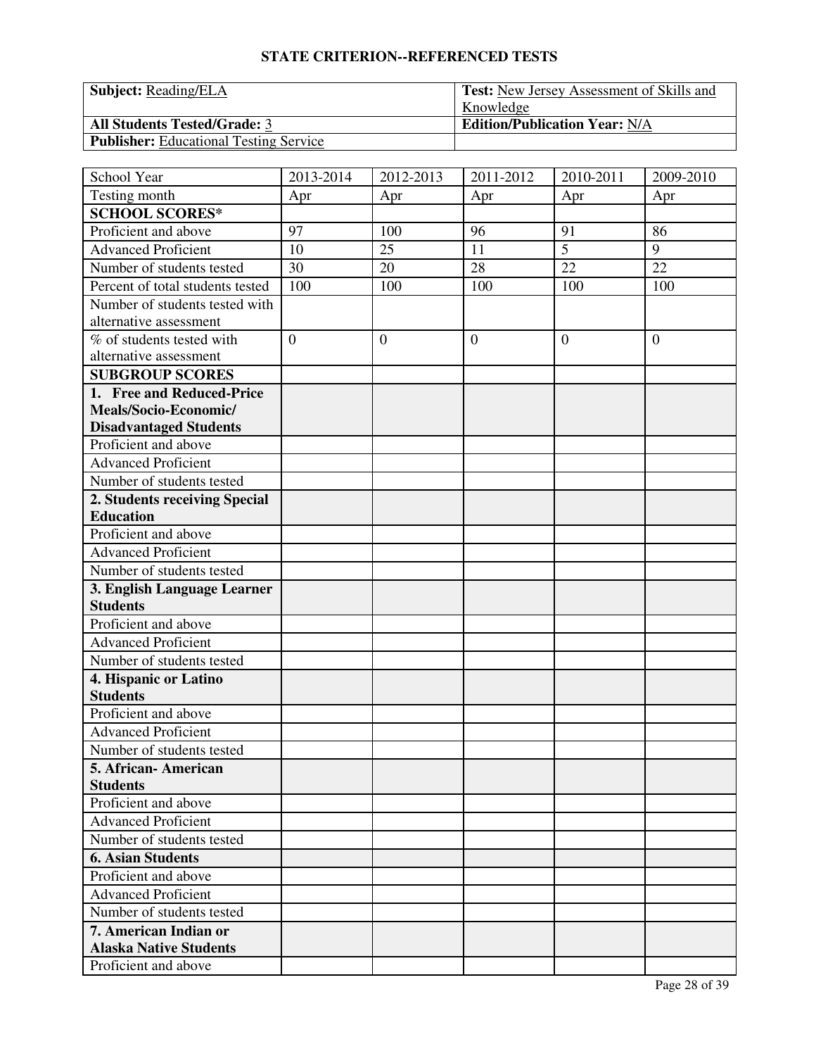## STATE CRITERION--REFERENCED TESTS

| **Subject:** Reading/ELA | **Test:** New Jersey Assessment of Skills and Knowledge |
|---|---|
| **All Students Tested/Grade:** 3 | **Edition/Publication Year:** N/A |
| **Publisher:** Educational Testing Service | |

| School Year | 2013-2014 | 2012-2013 | 2011-2012 | 2010-2011 | 2009-2010 |
|---|---|---|---|---|---|
| Testing month | Apr | Apr | Apr | Apr | Apr |
| **SCHOOL SCORES*** | | | | | |
| Proficient and above | 97 | 100 | 96 | 91 | 86 |
| Advanced Proficient | 10 | 25 | 11 | 5 | 9 |
| Number of students tested | 30 | 20 | 28 | 22 | 22 |
| Percent of total students tested | 100 | 100 | 100 | 100 | 100 |
| Number of students tested with alternative assessment | | | | | |
| % of students tested with alternative assessment | 0 | 0 | 0 | 0 | 0 |
| **SUBGROUP SCORES** | | | | | |
| **1. Free and Reduced-Price Meals/Socio-Economic/ Disadvantaged Students** | | | | | |
| Proficient and above | | | | | |
| Advanced Proficient | | | | | |
| Number of students tested | | | | | |
| **2. Students receiving Special Education** | | | | | |
| Proficient and above | | | | | |
| Advanced Proficient | | | | | |
| Number of students tested | | | | | |
| **3. English Language Learner Students** | | | | | |
| Proficient and above | | | | | |
| Advanced Proficient | | | | | |
| Number of students tested | | | | | |
| **4. Hispanic or Latino Students** | | | | | |
| Proficient and above | | | | | |
| Advanced Proficient | | | | | |
| Number of students tested | | | | | |
| **5. African- American Students** | | | | | |
| Proficient and above | | | | | |
| Advanced Proficient | | | | | |
| Number of students tested | | | | | |
| **6. Asian Students** | | | | | |
| Proficient and above | | | | | |
| Advanced Proficient | | | | | |
| Number of students tested | | | | | |
| **7. American Indian or Alaska Native Students** | | | | | |
| Proficient and above | | | | | |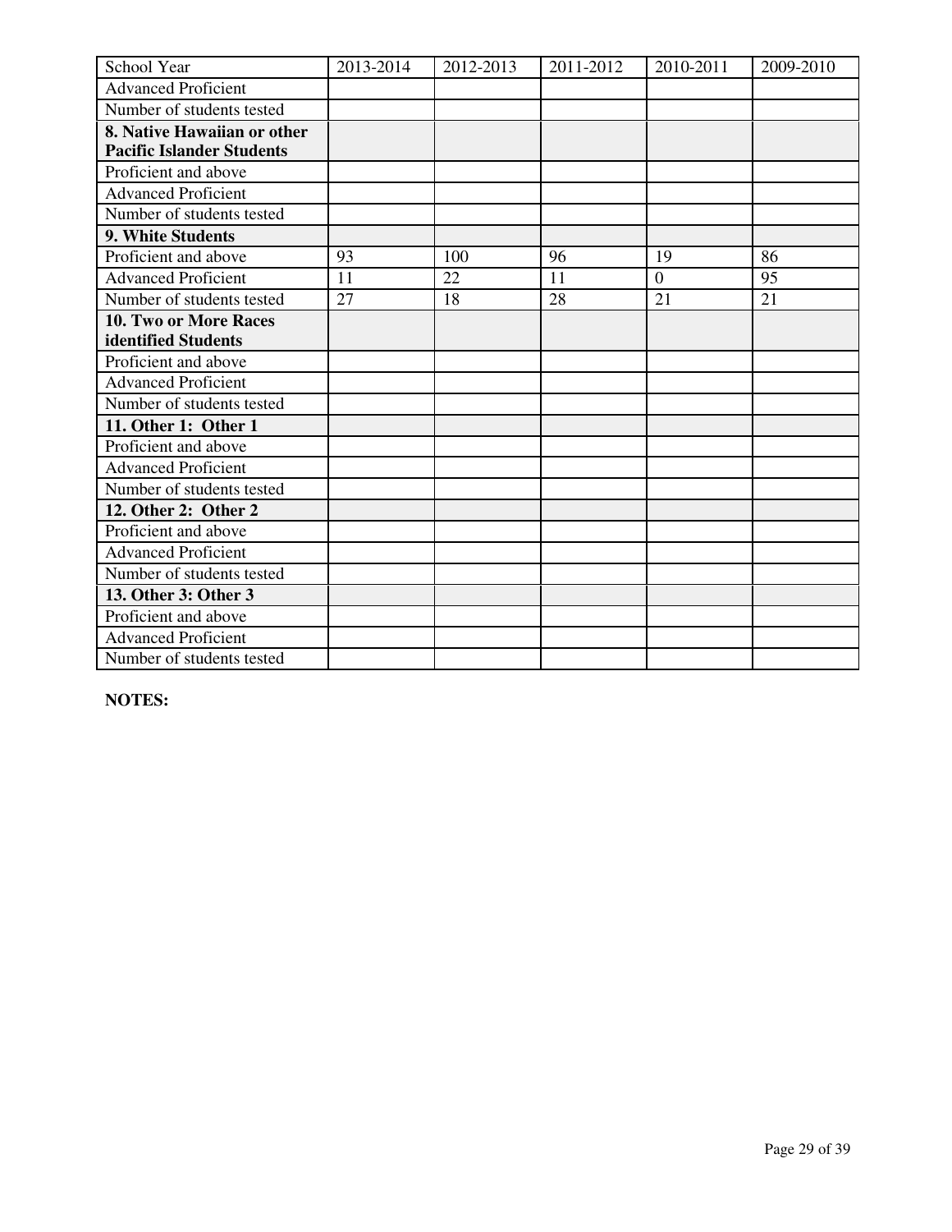| School Year | 2013-2014 | 2012-2013 | 2011-2012 | 2010-2011 | 2009-2010 |
|---|---|---|---|---|---|
| Advanced Proficient | | | | | |
| Number of students tested | | | | | |
| **8. Native Hawaiian or other Pacific Islander Students** | | | | | |
| Proficient and above | | | | | |
| Advanced Proficient | | | | | |
| Number of students tested | | | | | |
| **9. White Students** | | | | | |
| Proficient and above | 93 | 100 | 96 | 19 | 86 |
| Advanced Proficient | 11 | 22 | 11 | 0 | 95 |
| Number of students tested | 27 | 18 | 28 | 21 | 21 |
| **10. Two or More Races identified Students** | | | | | |
| Proficient and above | | | | | |
| Advanced Proficient | | | | | |
| Number of students tested | | | | | |
| **11. Other 1: Other 1** | | | | | |
| Proficient and above | | | | | |
| Advanced Proficient | | | | | |
| Number of students tested | | | | | |
| **12. Other 2: Other 2** | | | | | |
| Proficient and above | | | | | |
| Advanced Proficient | | | | | |
| Number of students tested | | | | | |
| **13. Other 3: Other 3** | | | | | |
| Proficient and above | | | | | |
| Advanced Proficient | | | | | |
| Number of students tested | | | | | |

**NOTES:**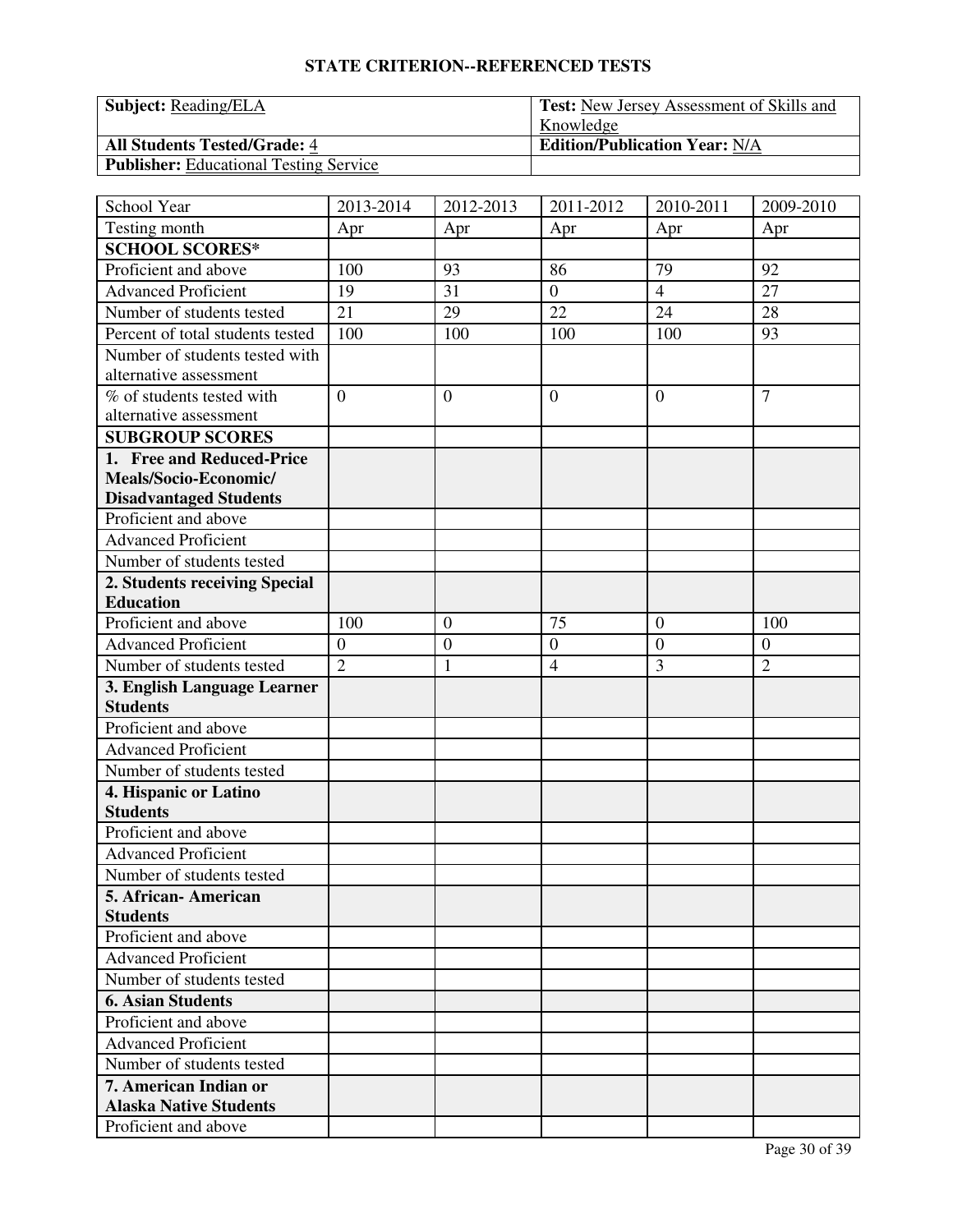## STATE CRITERION--REFERENCED TESTS

| **Subject:** Reading/ELA | **Test:** New Jersey Assessment of Skills and Knowledge |
|---|---|
| **All Students Tested/Grade:** 4 | **Edition/Publication Year:** N/A |
| **Publisher:** Educational Testing Service | |

| School Year | 2013-2014 | 2012-2013 | 2011-2012 | 2010-2011 | 2009-2010 |
|---|---|---|---|---|---|
| Testing month | Apr | Apr | Apr | Apr | Apr |
| **SCHOOL SCORES*** | | | | | |
| Proficient and above | 100 | 93 | 86 | 79 | 92 |
| Advanced Proficient | 19 | 31 | 0 | 4 | 27 |
| Number of students tested | 21 | 29 | 22 | 24 | 28 |
| Percent of total students tested | 100 | 100 | 100 | 100 | 93 |
| Number of students tested with alternative assessment | | | | | |
| % of students tested with alternative assessment | 0 | 0 | 0 | 0 | 7 |
| **SUBGROUP SCORES** | | | | | |
| **1. Free and Reduced-Price Meals/Socio-Economic/ Disadvantaged Students** | | | | | |
| Proficient and above | | | | | |
| Advanced Proficient | | | | | |
| Number of students tested | | | | | |
| **2. Students receiving Special Education** | | | | | |
| Proficient and above | 100 | 0 | 75 | 0 | 100 |
| Advanced Proficient | 0 | 0 | 0 | 0 | 0 |
| Number of students tested | 2 | 1 | 4 | 3 | 2 |
| **3. English Language Learner Students** | | | | | |
| Proficient and above | | | | | |
| Advanced Proficient | | | | | |
| Number of students tested | | | | | |
| **4. Hispanic or Latino Students** | | | | | |
| Proficient and above | | | | | |
| Advanced Proficient | | | | | |
| Number of students tested | | | | | |
| **5. African- American Students** | | | | | |
| Proficient and above | | | | | |
| Advanced Proficient | | | | | |
| Number of students tested | | | | | |
| **6. Asian Students** | | | | | |
| Proficient and above | | | | | |
| Advanced Proficient | | | | | |
| Number of students tested | | | | | |
| **7. American Indian or Alaska Native Students** | | | | | |
| Proficient and above | | | | | |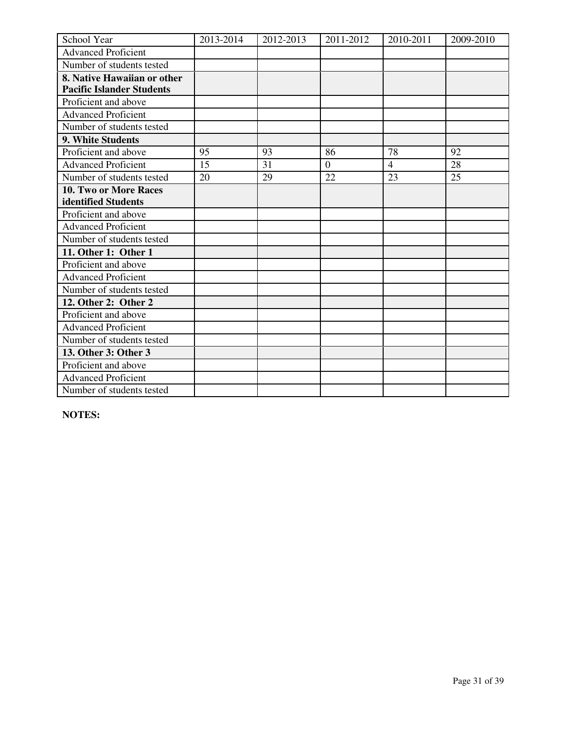| School Year | 2013-2014 | 2012-2013 | 2011-2012 | 2010-2011 | 2009-2010 |
|---|---|---|---|---|---|
| Advanced Proficient | | | | | |
| Number of students tested | | | | | |
| **8. Native Hawaiian or other Pacific Islander Students** | | | | | |
| Proficient and above | | | | | |
| Advanced Proficient | | | | | |
| Number of students tested | | | | | |
| **9. White Students** | | | | | |
| Proficient and above | 95 | 93 | 86 | 78 | 92 |
| Advanced Proficient | 15 | 31 | 0 | 4 | 28 |
| Number of students tested | 20 | 29 | 22 | 23 | 25 |
| **10. Two or More Races identified Students** | | | | | |
| Proficient and above | | | | | |
| Advanced Proficient | | | | | |
| Number of students tested | | | | | |
| **11. Other 1: Other 1** | | | | | |
| Proficient and above | | | | | |
| Advanced Proficient | | | | | |
| Number of students tested | | | | | |
| **12. Other 2: Other 2** | | | | | |
| Proficient and above | | | | | |
| Advanced Proficient | | | | | |
| Number of students tested | | | | | |
| **13. Other 3: Other 3** | | | | | |
| Proficient and above | | | | | |
| Advanced Proficient | | | | | |
| Number of students tested | | | | | |

**NOTES:**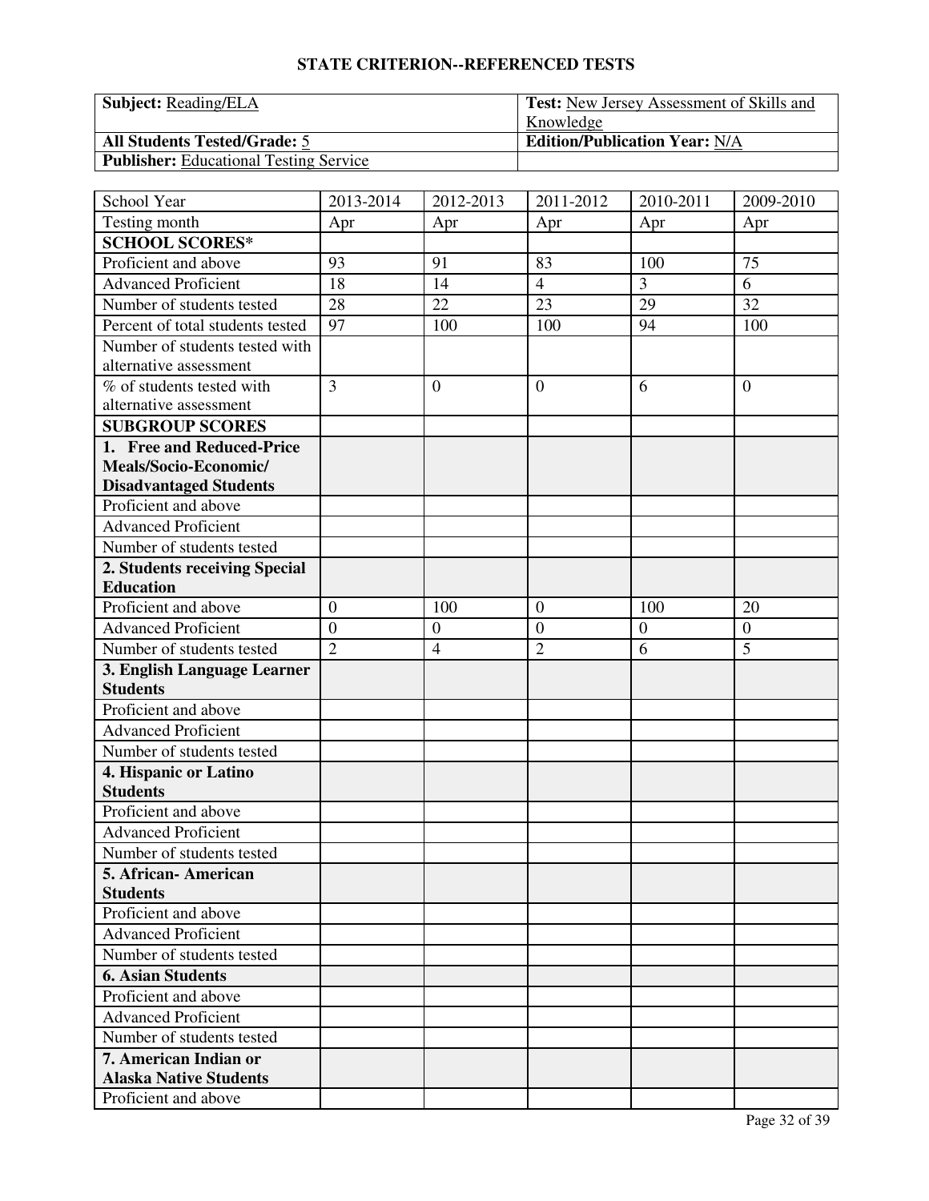## STATE CRITERION--REFERENCED TESTS

| **Subject:** Reading/ELA | **Test:** New Jersey Assessment of Skills and Knowledge |
|---|---|
| **All Students Tested/Grade:** 5 | **Edition/Publication Year:** N/A |
| **Publisher:** Educational Testing Service | |

| School Year | 2013-2014 | 2012-2013 | 2011-2012 | 2010-2011 | 2009-2010 |
|---|---|---|---|---|---|
| Testing month | Apr | Apr | Apr | Apr | Apr |
| **SCHOOL SCORES*** | | | | | |
| Proficient and above | 93 | 91 | 83 | 100 | 75 |
| Advanced Proficient | 18 | 14 | 4 | 3 | 6 |
| Number of students tested | 28 | 22 | 23 | 29 | 32 |
| Percent of total students tested | 97 | 100 | 100 | 94 | 100 |
| Number of students tested with alternative assessment | | | | | |
| % of students tested with alternative assessment | 3 | 0 | 0 | 6 | 0 |
| **SUBGROUP SCORES** | | | | | |
| **1. Free and Reduced-Price Meals/Socio-Economic/ Disadvantaged Students** | | | | | |
| Proficient and above | | | | | |
| Advanced Proficient | | | | | |
| Number of students tested | | | | | |
| **2. Students receiving Special Education** | | | | | |
| Proficient and above | 0 | 100 | 0 | 100 | 20 |
| Advanced Proficient | 0 | 0 | 0 | 0 | 0 |
| Number of students tested | 2 | 4 | 2 | 6 | 5 |
| **3. English Language Learner Students** | | | | | |
| Proficient and above | | | | | |
| Advanced Proficient | | | | | |
| Number of students tested | | | | | |
| **4. Hispanic or Latino Students** | | | | | |
| Proficient and above | | | | | |
| Advanced Proficient | | | | | |
| Number of students tested | | | | | |
| **5. African- American Students** | | | | | |
| Proficient and above | | | | | |
| Advanced Proficient | | | | | |
| Number of students tested | | | | | |
| **6. Asian Students** | | | | | |
| Proficient and above | | | | | |
| Advanced Proficient | | | | | |
| Number of students tested | | | | | |
| **7. American Indian or Alaska Native Students** | | | | | |
| Proficient and above | | | | | |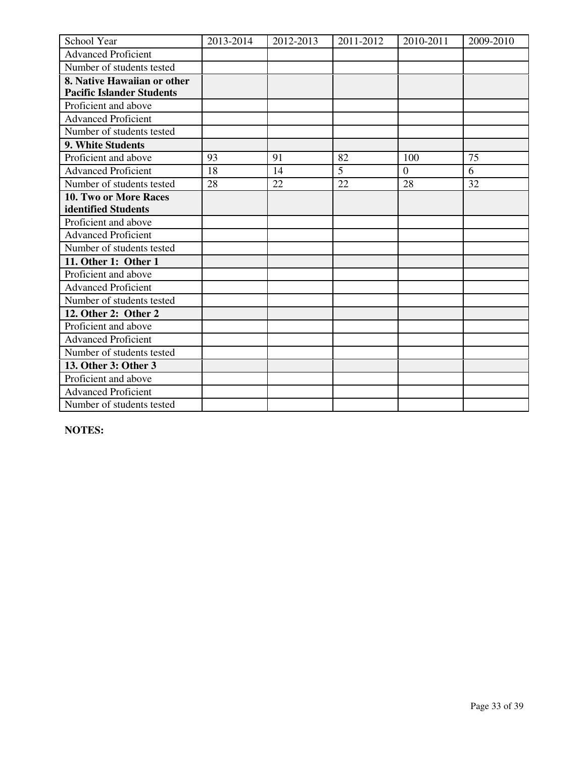| School Year | 2013-2014 | 2012-2013 | 2011-2012 | 2010-2011 | 2009-2010 |
|---|---|---|---|---|---|
| Advanced Proficient | | | | | |
| Number of students tested | | | | | |
| **8. Native Hawaiian or other Pacific Islander Students** | | | | | |
| Proficient and above | | | | | |
| Advanced Proficient | | | | | |
| Number of students tested | | | | | |
| **9. White Students** | | | | | |
| Proficient and above | 93 | 91 | 82 | 100 | 75 |
| Advanced Proficient | 18 | 14 | 5 | 0 | 6 |
| Number of students tested | 28 | 22 | 22 | 28 | 32 |
| **10. Two or More Races identified Students** | | | | | |
| Proficient and above | | | | | |
| Advanced Proficient | | | | | |
| Number of students tested | | | | | |
| **11. Other 1: Other 1** | | | | | |
| Proficient and above | | | | | |
| Advanced Proficient | | | | | |
| Number of students tested | | | | | |
| **12. Other 2: Other 2** | | | | | |
| Proficient and above | | | | | |
| Advanced Proficient | | | | | |
| Number of students tested | | | | | |
| **13. Other 3: Other 3** | | | | | |
| Proficient and above | | | | | |
| Advanced Proficient | | | | | |
| Number of students tested | | | | | |

**NOTES:**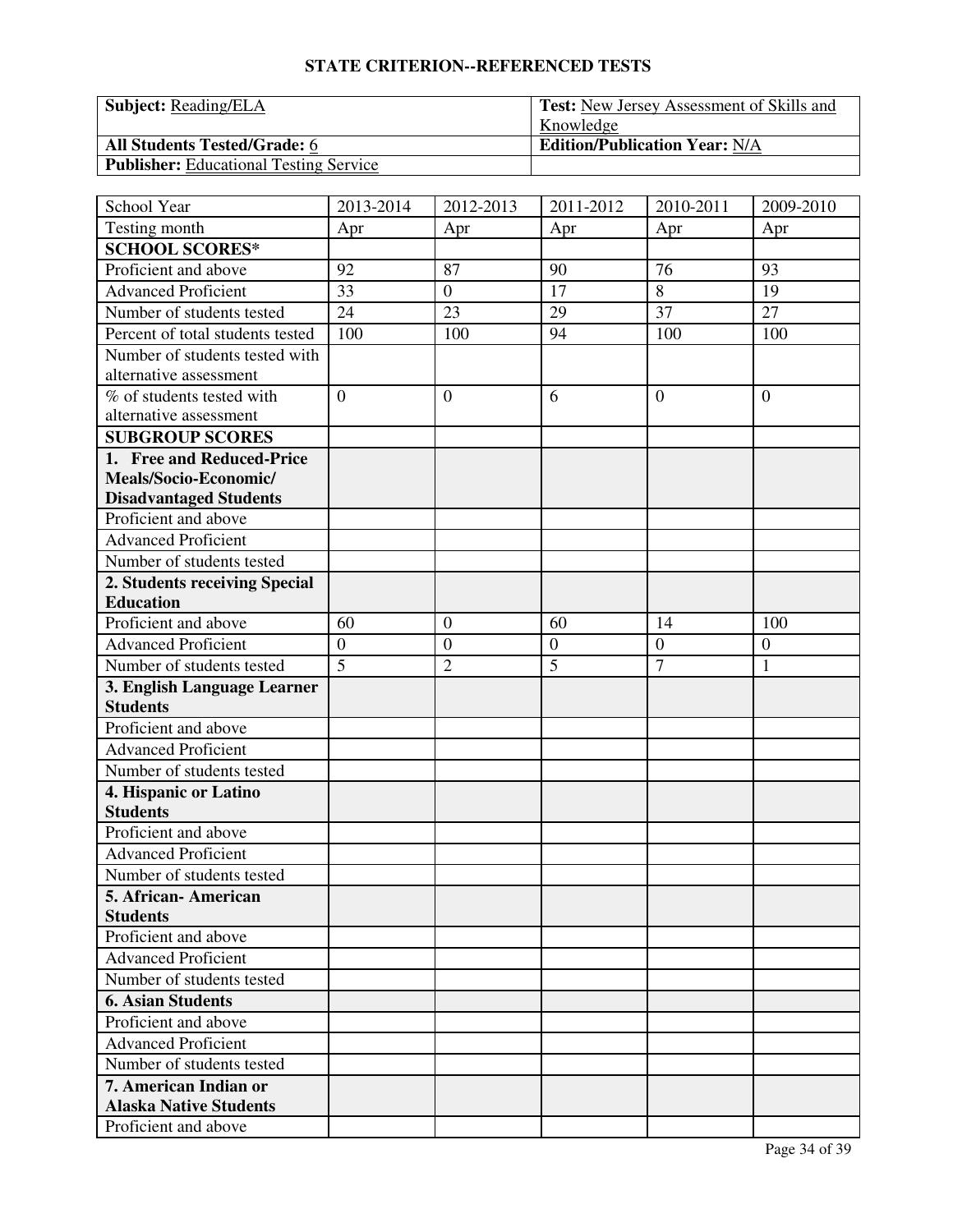## STATE CRITERION--REFERENCED TESTS

| **Subject:** Reading/ELA | **Test:** New Jersey Assessment of Skills and Knowledge |
|---|---|
| **All Students Tested/Grade:** 6 | **Edition/Publication Year:** N/A |
| **Publisher:** Educational Testing Service | |

| School Year | 2013-2014 | 2012-2013 | 2011-2012 | 2010-2011 | 2009-2010 |
|---|---|---|---|---|---|
| Testing month | Apr | Apr | Apr | Apr | Apr |
| **SCHOOL SCORES*** | | | | | |
| Proficient and above | 92 | 87 | 90 | 76 | 93 |
| Advanced Proficient | 33 | 0 | 17 | 8 | 19 |
| Number of students tested | 24 | 23 | 29 | 37 | 27 |
| Percent of total students tested | 100 | 100 | 94 | 100 | 100 |
| Number of students tested with alternative assessment | | | | | |
| % of students tested with alternative assessment | 0 | 0 | 6 | 0 | 0 |
| **SUBGROUP SCORES** | | | | | |
| **1. Free and Reduced-Price Meals/Socio-Economic/ Disadvantaged Students** | | | | | |
| Proficient and above | | | | | |
| Advanced Proficient | | | | | |
| Number of students tested | | | | | |
| **2. Students receiving Special Education** | | | | | |
| Proficient and above | 60 | 0 | 60 | 14 | 100 |
| Advanced Proficient | 0 | 0 | 0 | 0 | 0 |
| Number of students tested | 5 | 2 | 5 | 7 | 1 |
| **3. English Language Learner Students** | | | | | |
| Proficient and above | | | | | |
| Advanced Proficient | | | | | |
| Number of students tested | | | | | |
| **4. Hispanic or Latino Students** | | | | | |
| Proficient and above | | | | | |
| Advanced Proficient | | | | | |
| Number of students tested | | | | | |
| **5. African- American Students** | | | | | |
| Proficient and above | | | | | |
| Advanced Proficient | | | | | |
| Number of students tested | | | | | |
| **6. Asian Students** | | | | | |
| Proficient and above | | | | | |
| Advanced Proficient | | | | | |
| Number of students tested | | | | | |
| **7. American Indian or Alaska Native Students** | | | | | |
| Proficient and above | | | | | |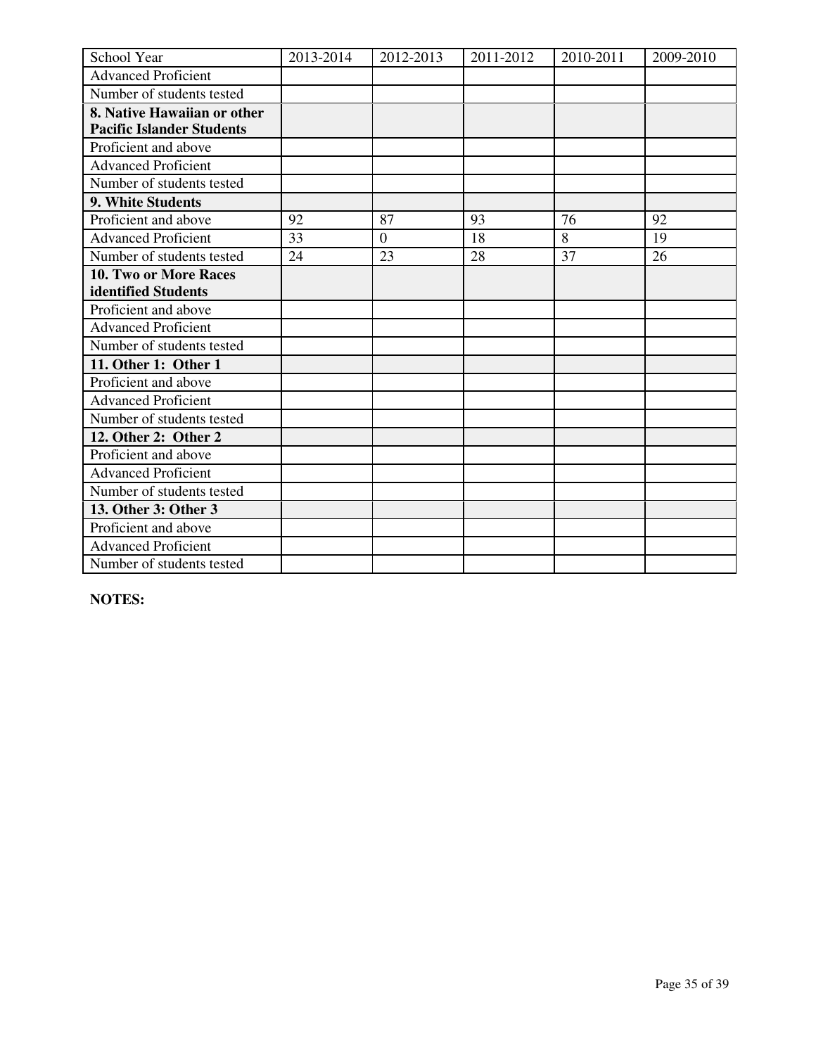| School Year | 2013-2014 | 2012-2013 | 2011-2012 | 2010-2011 | 2009-2010 |
|---|---|---|---|---|---|
| Advanced Proficient | | | | | |
| Number of students tested | | | | | |
| **8. Native Hawaiian or other Pacific Islander Students** | | | | | |
| Proficient and above | | | | | |
| Advanced Proficient | | | | | |
| Number of students tested | | | | | |
| **9. White Students** | | | | | |
| Proficient and above | 92 | 87 | 93 | 76 | 92 |
| Advanced Proficient | 33 | 0 | 18 | 8 | 19 |
| Number of students tested | 24 | 23 | 28 | 37 | 26 |
| **10. Two or More Races identified Students** | | | | | |
| Proficient and above | | | | | |
| Advanced Proficient | | | | | |
| Number of students tested | | | | | |
| **11. Other 1: Other 1** | | | | | |
| Proficient and above | | | | | |
| Advanced Proficient | | | | | |
| Number of students tested | | | | | |
| **12. Other 2: Other 2** | | | | | |
| Proficient and above | | | | | |
| Advanced Proficient | | | | | |
| Number of students tested | | | | | |
| **13. Other 3: Other 3** | | | | | |
| Proficient and above | | | | | |
| Advanced Proficient | | | | | |
| Number of students tested | | | | | |

**NOTES:**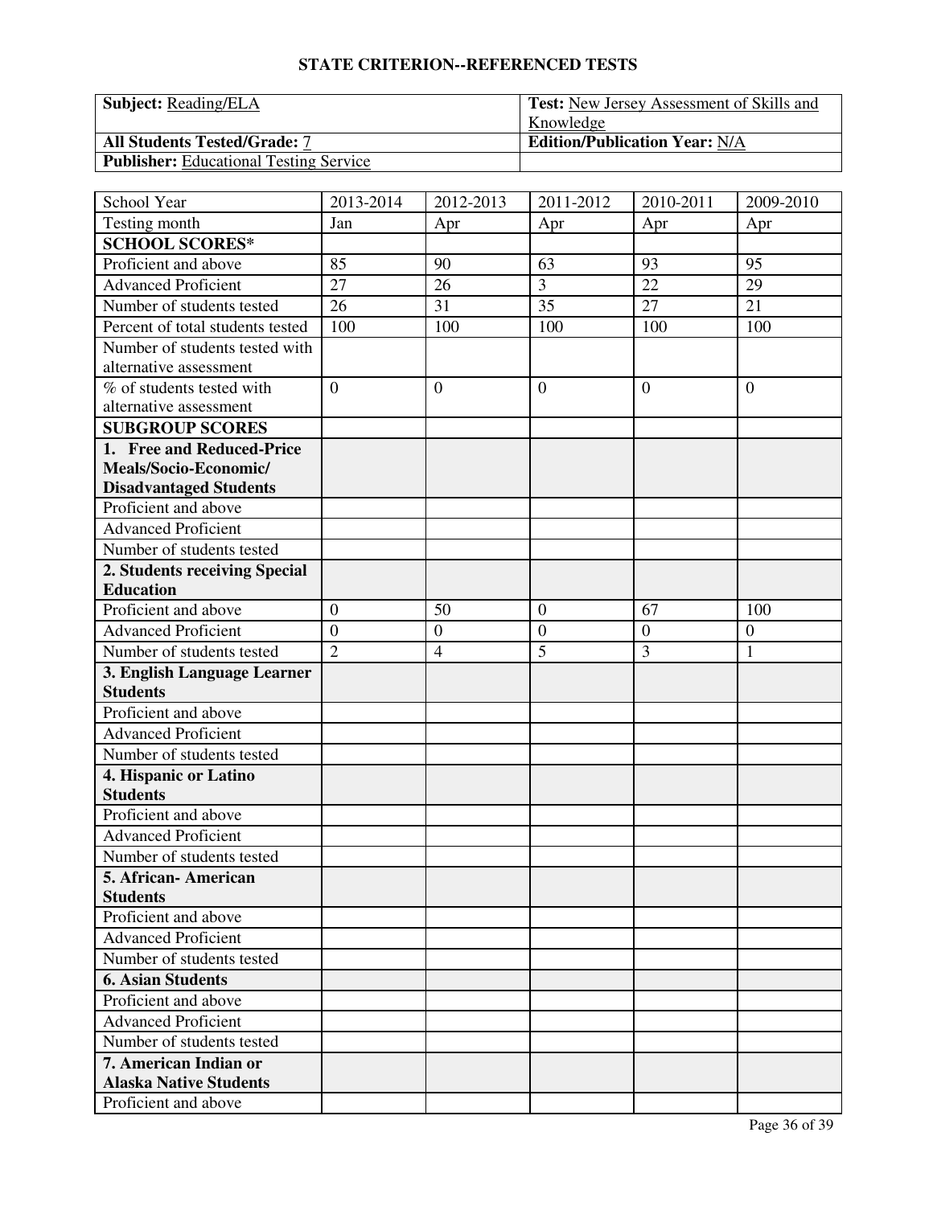## STATE CRITERION--REFERENCED TESTS

| **Subject:** Reading/ELA | **Test:** New Jersey Assessment of Skills and Knowledge |
|---|---|
| **All Students Tested/Grade:** 7 | **Edition/Publication Year:** N/A |
| **Publisher:** Educational Testing Service | |

| School Year | 2013-2014 | 2012-2013 | 2011-2012 | 2010-2011 | 2009-2010 |
|---|---|---|---|---|---|
| Testing month | Jan | Apr | Apr | Apr | Apr |
| **SCHOOL SCORES*** | | | | | |
| Proficient and above | 85 | 90 | 63 | 93 | 95 |
| Advanced Proficient | 27 | 26 | 3 | 22 | 29 |
| Number of students tested | 26 | 31 | 35 | 27 | 21 |
| Percent of total students tested | 100 | 100 | 100 | 100 | 100 |
| Number of students tested with alternative assessment | | | | | |
| % of students tested with alternative assessment | 0 | 0 | 0 | 0 | 0 |
| **SUBGROUP SCORES** | | | | | |
| **1. Free and Reduced-Price Meals/Socio-Economic/ Disadvantaged Students** | | | | | |
| Proficient and above | | | | | |
| Advanced Proficient | | | | | |
| Number of students tested | | | | | |
| **2. Students receiving Special Education** | | | | | |
| Proficient and above | 0 | 50 | 0 | 67 | 100 |
| Advanced Proficient | 0 | 0 | 0 | 0 | 0 |
| Number of students tested | 2 | 4 | 5 | 3 | 1 |
| **3. English Language Learner Students** | | | | | |
| Proficient and above | | | | | |
| Advanced Proficient | | | | | |
| Number of students tested | | | | | |
| **4. Hispanic or Latino Students** | | | | | |
| Proficient and above | | | | | |
| Advanced Proficient | | | | | |
| Number of students tested | | | | | |
| **5. African- American Students** | | | | | |
| Proficient and above | | | | | |
| Advanced Proficient | | | | | |
| Number of students tested | | | | | |
| **6. Asian Students** | | | | | |
| Proficient and above | | | | | |
| Advanced Proficient | | | | | |
| Number of students tested | | | | | |
| **7. American Indian or Alaska Native Students** | | | | | |
| Proficient and above | | | | | |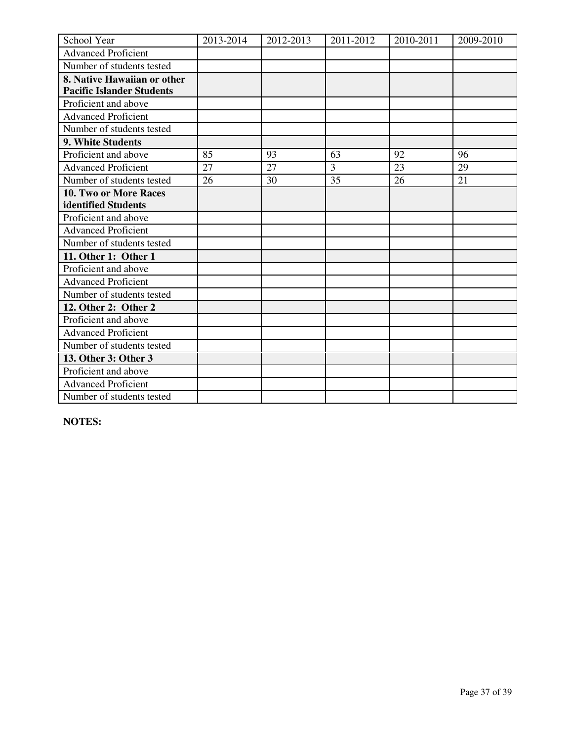| School Year | 2013-2014 | 2012-2013 | 2011-2012 | 2010-2011 | 2009-2010 |
|---|---|---|---|---|---|
| Advanced Proficient | | | | | |
| Number of students tested | | | | | |
| **8. Native Hawaiian or other Pacific Islander Students** | | | | | |
| Proficient and above | | | | | |
| Advanced Proficient | | | | | |
| Number of students tested | | | | | |
| **9. White Students** | | | | | |
| Proficient and above | 85 | 93 | 63 | 92 | 96 |
| Advanced Proficient | 27 | 27 | 3 | 23 | 29 |
| Number of students tested | 26 | 30 | 35 | 26 | 21 |
| **10. Two or More Races identified Students** | | | | | |
| Proficient and above | | | | | |
| Advanced Proficient | | | | | |
| Number of students tested | | | | | |
| **11. Other 1: Other 1** | | | | | |
| Proficient and above | | | | | |
| Advanced Proficient | | | | | |
| Number of students tested | | | | | |
| **12. Other 2: Other 2** | | | | | |
| Proficient and above | | | | | |
| Advanced Proficient | | | | | |
| Number of students tested | | | | | |
| **13. Other 3: Other 3** | | | | | |
| Proficient and above | | | | | |
| Advanced Proficient | | | | | |
| Number of students tested | | | | | |

**NOTES:**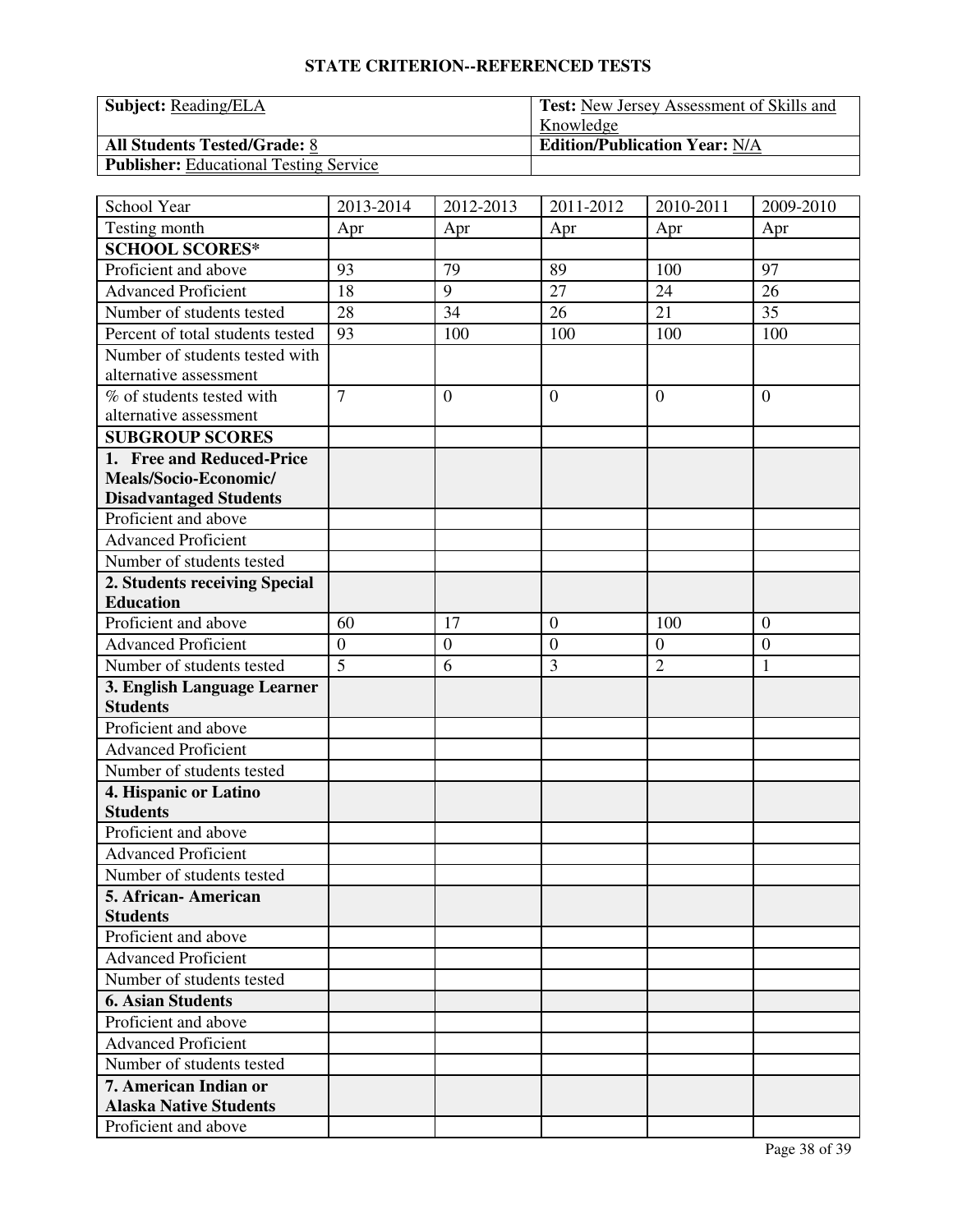## STATE CRITERION--REFERENCED TESTS

| **Subject:** Reading/ELA | **Test:** New Jersey Assessment of Skills and Knowledge |
|---|---|
| **All Students Tested/Grade:** 8 | **Edition/Publication Year:** N/A |
| **Publisher:** Educational Testing Service | |

| School Year | 2013-2014 | 2012-2013 | 2011-2012 | 2010-2011 | 2009-2010 |
|---|---|---|---|---|---|
| Testing month | Apr | Apr | Apr | Apr | Apr |
| **SCHOOL SCORES*** | | | | | |
| Proficient and above | 93 | 79 | 89 | 100 | 97 |
| Advanced Proficient | 18 | 9 | 27 | 24 | 26 |
| Number of students tested | 28 | 34 | 26 | 21 | 35 |
| Percent of total students tested | 93 | 100 | 100 | 100 | 100 |
| Number of students tested with alternative assessment | | | | | |
| % of students tested with alternative assessment | 7 | 0 | 0 | 0 | 0 |
| **SUBGROUP SCORES** | | | | | |
| **1. Free and Reduced-Price Meals/Socio-Economic/ Disadvantaged Students** | | | | | |
| Proficient and above | | | | | |
| Advanced Proficient | | | | | |
| Number of students tested | | | | | |
| **2. Students receiving Special Education** | | | | | |
| Proficient and above | 60 | 17 | 0 | 100 | 0 |
| Advanced Proficient | 0 | 0 | 0 | 0 | 0 |
| Number of students tested | 5 | 6 | 3 | 2 | 1 |
| **3. English Language Learner Students** | | | | | |
| Proficient and above | | | | | |
| Advanced Proficient | | | | | |
| Number of students tested | | | | | |
| **4. Hispanic or Latino Students** | | | | | |
| Proficient and above | | | | | |
| Advanced Proficient | | | | | |
| Number of students tested | | | | | |
| **5. African- American Students** | | | | | |
| Proficient and above | | | | | |
| Advanced Proficient | | | | | |
| Number of students tested | | | | | |
| **6. Asian Students** | | | | | |
| Proficient and above | | | | | |
| Advanced Proficient | | | | | |
| Number of students tested | | | | | |
| **7. American Indian or Alaska Native Students** | | | | | |
| Proficient and above | | | | | |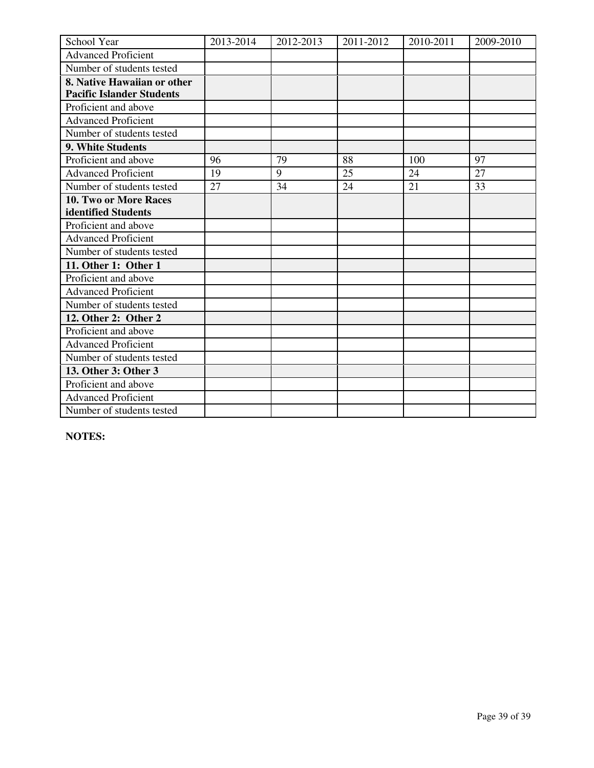| School Year | 2013-2014 | 2012-2013 | 2011-2012 | 2010-2011 | 2009-2010 |
|---|---|---|---|---|---|
| Advanced Proficient | | | | | |
| Number of students tested | | | | | |
| **8. Native Hawaiian or other Pacific Islander Students** | | | | | |
| Proficient and above | | | | | |
| Advanced Proficient | | | | | |
| Number of students tested | | | | | |
| **9. White Students** | | | | | |
| Proficient and above | 96 | 79 | 88 | 100 | 97 |
| Advanced Proficient | 19 | 9 | 25 | 24 | 27 |
| Number of students tested | 27 | 34 | 24 | 21 | 33 |
| **10. Two or More Races identified Students** | | | | | |
| Proficient and above | | | | | |
| Advanced Proficient | | | | | |
| Number of students tested | | | | | |
| **11. Other 1: Other 1** | | | | | |
| Proficient and above | | | | | |
| Advanced Proficient | | | | | |
| Number of students tested | | | | | |
| **12. Other 2: Other 2** | | | | | |
| Proficient and above | | | | | |
| Advanced Proficient | | | | | |
| Number of students tested | | | | | |
| **13. Other 3: Other 3** | | | | | |
| Proficient and above | | | | | |
| Advanced Proficient | | | | | |
| Number of students tested | | | | | |

**NOTES:**